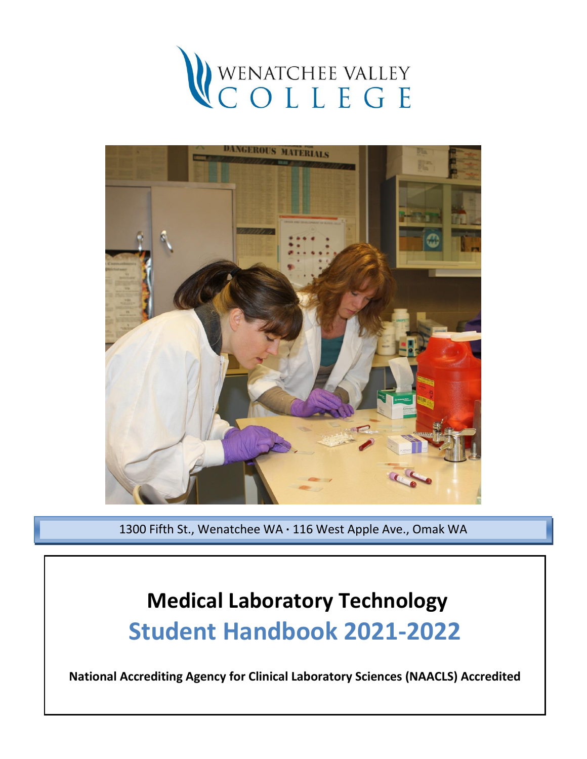WENATCHEE VALLEY COLLEGE

1300 Fifth St., Wenatchee WA · 116 West Apple Ave., Omak WA

# Medical Laboratory Technology

## Student Handbook 2021-2022

**National Accrediting Agency for Clinical Laboratory Sciences (NAACLS) Accredited**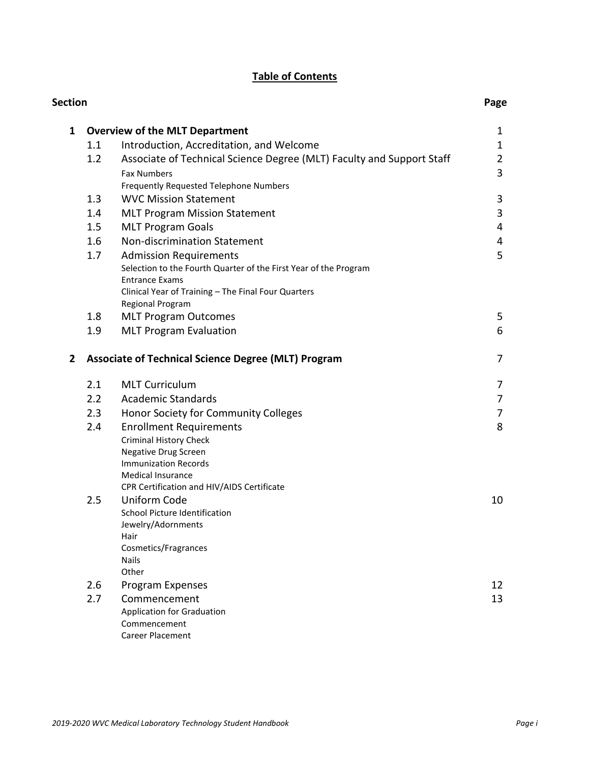# Table of Contents

| Section | | | Page |
|---|---|---|---|
| **1** | **Overview of the MLT Department** | | 1 |
| | 1.1 | Introduction, Accreditation, and Welcome | 1 |
| | 1.2 | Associate of Technical Science Degree (MLT) Faculty and Support Staff | 2 |
| | | Fax Numbers<br>Frequently Requested Telephone Numbers | 3 |
| | 1.3 | WVC Mission Statement | 3 |
| | 1.4 | MLT Program Mission Statement | 3 |
| | 1.5 | MLT Program Goals | 4 |
| | 1.6 | Non-discrimination Statement | 4 |
| | 1.7 | Admission Requirements<br>Selection to the Fourth Quarter of the First Year of the Program<br>Entrance Exams<br>Clinical Year of Training – The Final Four Quarters<br>Regional Program | 5 |
| | 1.8 | MLT Program Outcomes | 5 |
| | 1.9 | MLT Program Evaluation | 6 |
| **2** | **Associate of Technical Science Degree (MLT) Program** | | 7 |
| | 2.1 | MLT Curriculum | 7 |
| | 2.2 | Academic Standards | 7 |
| | 2.3 | Honor Society for Community Colleges | 7 |
| | 2.4 | Enrollment Requirements<br>Criminal History Check<br>Negative Drug Screen<br>Immunization Records<br>Medical Insurance<br>CPR Certification and HIV/AIDS Certificate | 8 |
| | 2.5 | Uniform Code<br>School Picture Identification<br>Jewelry/Adornments<br>Hair<br>Cosmetics/Fragrances<br>Nails<br>Other | 10 |
| | 2.6 | Program Expenses | 12 |
| | 2.7 | Commencement<br>Application for Graduation<br>Commencement<br>Career Placement | 13 |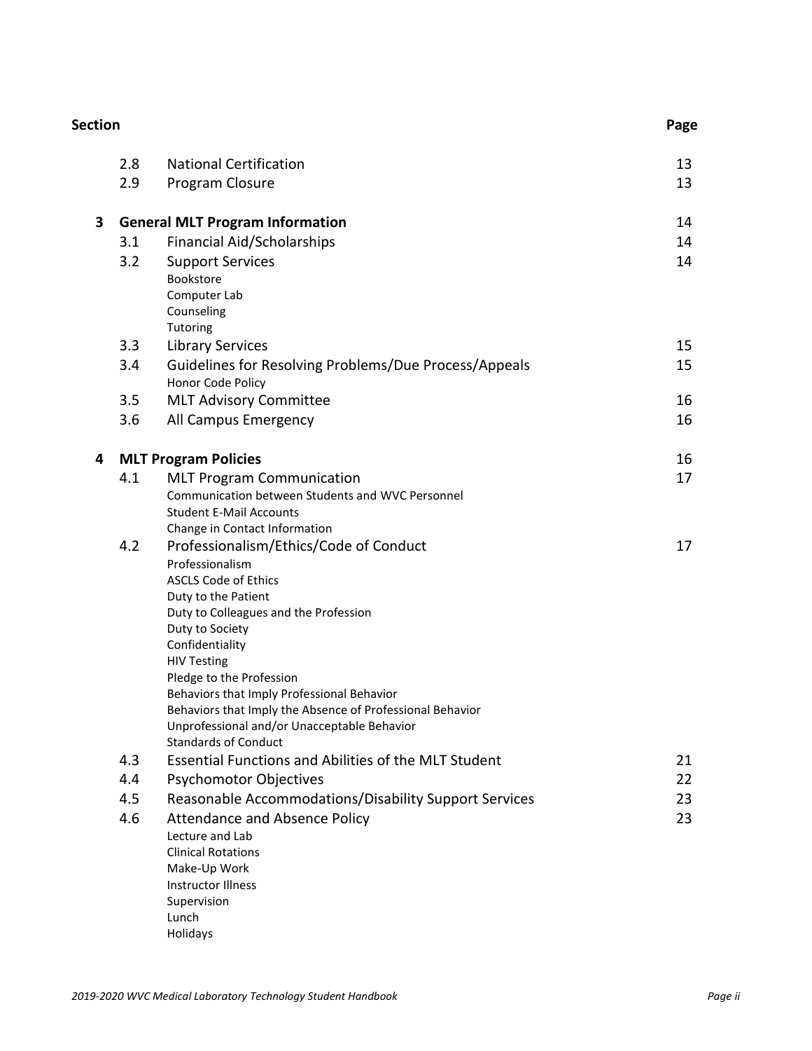| Section | | | Page |
|---|---|---|---|
| | 2.8 | National Certification | 13 |
| | 2.9 | Program Closure | 13 |
| **3** | **General MLT Program Information** | | 14 |
| | 3.1 | Financial Aid/Scholarships | 14 |
| | 3.2 | Support Services<br>Bookstore<br>Computer Lab<br>Counseling<br>Tutoring | 14 |
| | 3.3 | Library Services | 15 |
| | 3.4 | Guidelines for Resolving Problems/Due Process/Appeals<br>Honor Code Policy | 15 |
| | 3.5 | MLT Advisory Committee | 16 |
| | 3.6 | All Campus Emergency | 16 |
| **4** | **MLT Program Policies** | | 16 |
| | 4.1 | MLT Program Communication<br>Communication between Students and WVC Personnel<br>Student E-Mail Accounts<br>Change in Contact Information | 17 |
| | 4.2 | Professionalism/Ethics/Code of Conduct<br>Professionalism<br>ASCLS Code of Ethics<br>Duty to the Patient<br>Duty to Colleagues and the Profession<br>Duty to Society<br>Confidentiality<br>HIV Testing<br>Pledge to the Profession<br>Behaviors that Imply Professional Behavior<br>Behaviors that Imply the Absence of Professional Behavior<br>Unprofessional and/or Unacceptable Behavior<br>Standards of Conduct | 17 |
| | 4.3 | Essential Functions and Abilities of the MLT Student | 21 |
| | 4.4 | Psychomotor Objectives | 22 |
| | 4.5 | Reasonable Accommodations/Disability Support Services | 23 |
| | 4.6 | Attendance and Absence Policy<br>Lecture and Lab<br>Clinical Rotations<br>Make-Up Work<br>Instructor Illness<br>Supervision<br>Lunch<br>Holidays | 23 |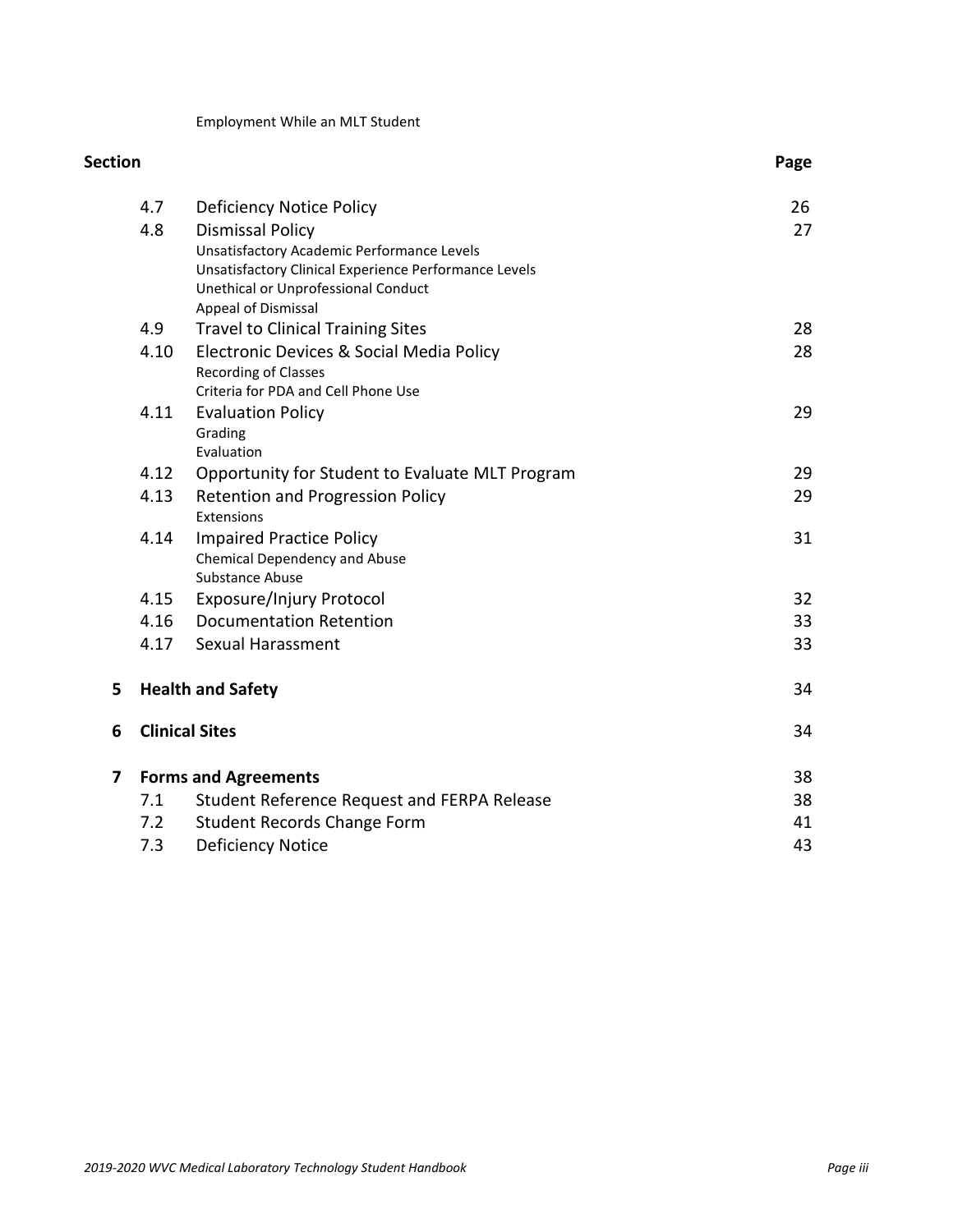Employment While an MLT Student

| Section | | | Page |
|---|---|---|---|
| | 4.7 | Deficiency Notice Policy | 26 |
| | 4.8 | Dismissal Policy<br>Unsatisfactory Academic Performance Levels<br>Unsatisfactory Clinical Experience Performance Levels<br>Unethical or Unprofessional Conduct<br>Appeal of Dismissal | 27 |
| | 4.9 | Travel to Clinical Training Sites | 28 |
| | 4.10 | Electronic Devices & Social Media Policy<br>Recording of Classes<br>Criteria for PDA and Cell Phone Use | 28 |
| | 4.11 | Evaluation Policy<br>Grading<br>Evaluation | 29 |
| | 4.12 | Opportunity for Student to Evaluate MLT Program | 29 |
| | 4.13 | Retention and Progression Policy<br>Extensions | 29 |
| | 4.14 | Impaired Practice Policy<br>Chemical Dependency and Abuse<br>Substance Abuse | 31 |
| | 4.15 | Exposure/Injury Protocol | 32 |
| | 4.16 | Documentation Retention | 33 |
| | 4.17 | Sexual Harassment | 33 |
| **5** | **Health and Safety** | | 34 |
| **6** | **Clinical Sites** | | 34 |
| **7** | **Forms and Agreements** | | 38 |
| | 7.1 | Student Reference Request and FERPA Release | 38 |
| | 7.2 | Student Records Change Form | 41 |
| | 7.3 | Deficiency Notice | 43 |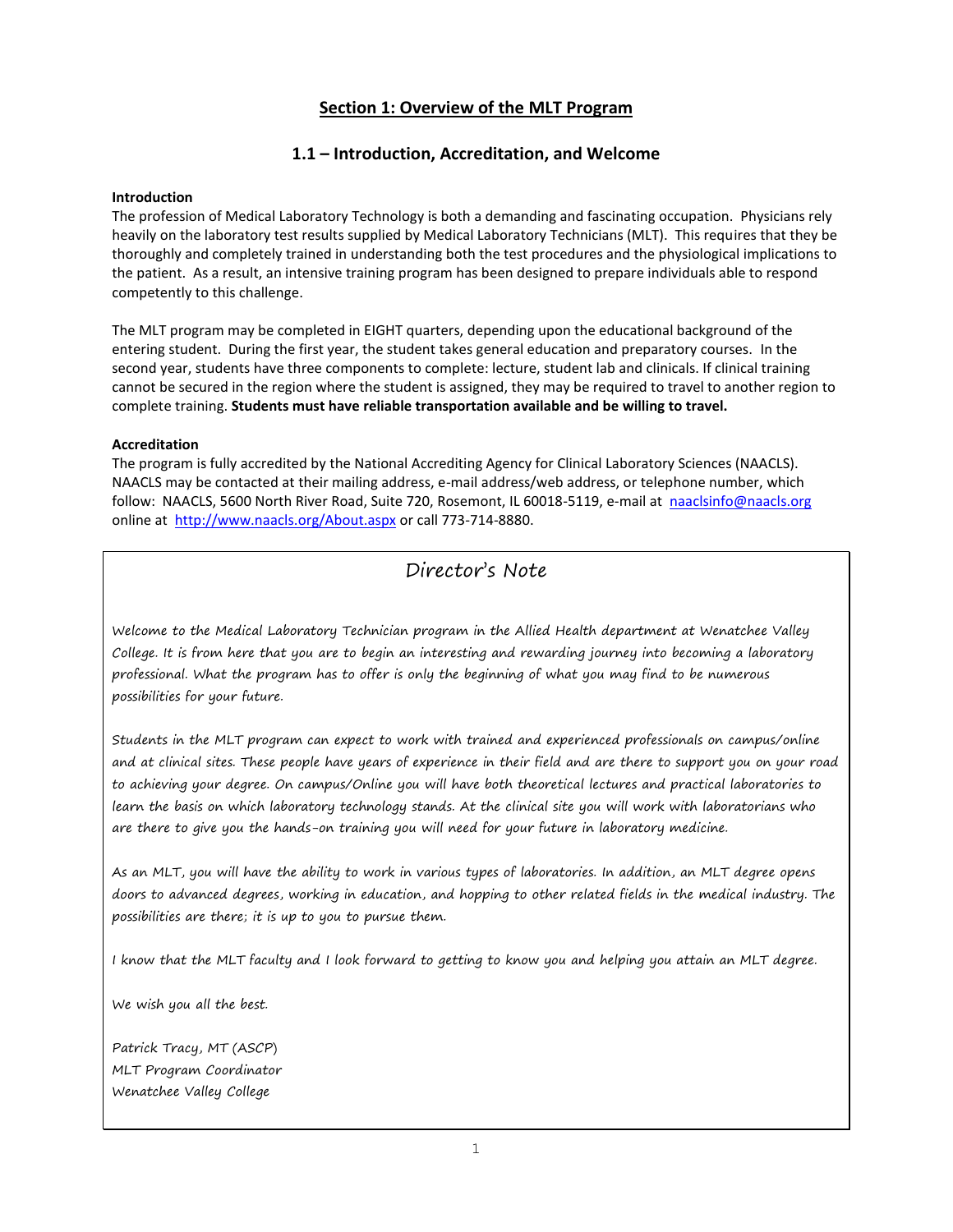## Section 1: Overview of the MLT Program

### 1.1 – Introduction, Accreditation, and Welcome

**Introduction**

The profession of Medical Laboratory Technology is both a demanding and fascinating occupation. Physicians rely heavily on the laboratory test results supplied by Medical Laboratory Technicians (MLT). This requires that they be thoroughly and completely trained in understanding both the test procedures and the physiological implications to the patient. As a result, an intensive training program has been designed to prepare individuals able to respond competently to this challenge.

The MLT program may be completed in EIGHT quarters, depending upon the educational background of the entering student. During the first year, the student takes general education and preparatory courses. In the second year, students have three components to complete: lecture, student lab and clinicals. If clinical training cannot be secured in the region where the student is assigned, they may be required to travel to another region to complete training. **Students must have reliable transportation available and be willing to travel.**

**Accreditation**

The program is fully accredited by the National Accrediting Agency for Clinical Laboratory Sciences (NAACLS). NAACLS may be contacted at their mailing address, e-mail address/web address, or telephone number, which follow: NAACLS, 5600 North River Road, Suite 720, Rosemont, IL 60018-5119, e-mail at naaclsinfo@naacls.org online at http://www.naacls.org/About.aspx or call 773-714-8880.

### Director's Note

*Welcome to the Medical Laboratory Technician program in the Allied Health department at Wenatchee Valley College. It is from here that you are to begin an interesting and rewarding journey into becoming a laboratory professional. What the program has to offer is only the beginning of what you may find to be numerous possibilities for your future.*

*Students in the MLT program can expect to work with trained and experienced professionals on campus/online and at clinical sites. These people have years of experience in their field and are there to support you on your road to achieving your degree. On campus/Online you will have both theoretical lectures and practical laboratories to learn the basis on which laboratory technology stands. At the clinical site you will work with laboratorians who are there to give you the hands-on training you will need for your future in laboratory medicine.*

*As an MLT, you will have the ability to work in various types of laboratories. In addition, an MLT degree opens doors to advanced degrees, working in education, and hopping to other related fields in the medical industry. The possibilities are there; it is up to you to pursue them.*

*I know that the MLT faculty and I look forward to getting to know you and helping you attain an MLT degree.*

*We wish you all the best.*

*Patrick Tracy, MT (ASCP)*
*MLT Program Coordinator*
*Wenatchee Valley College*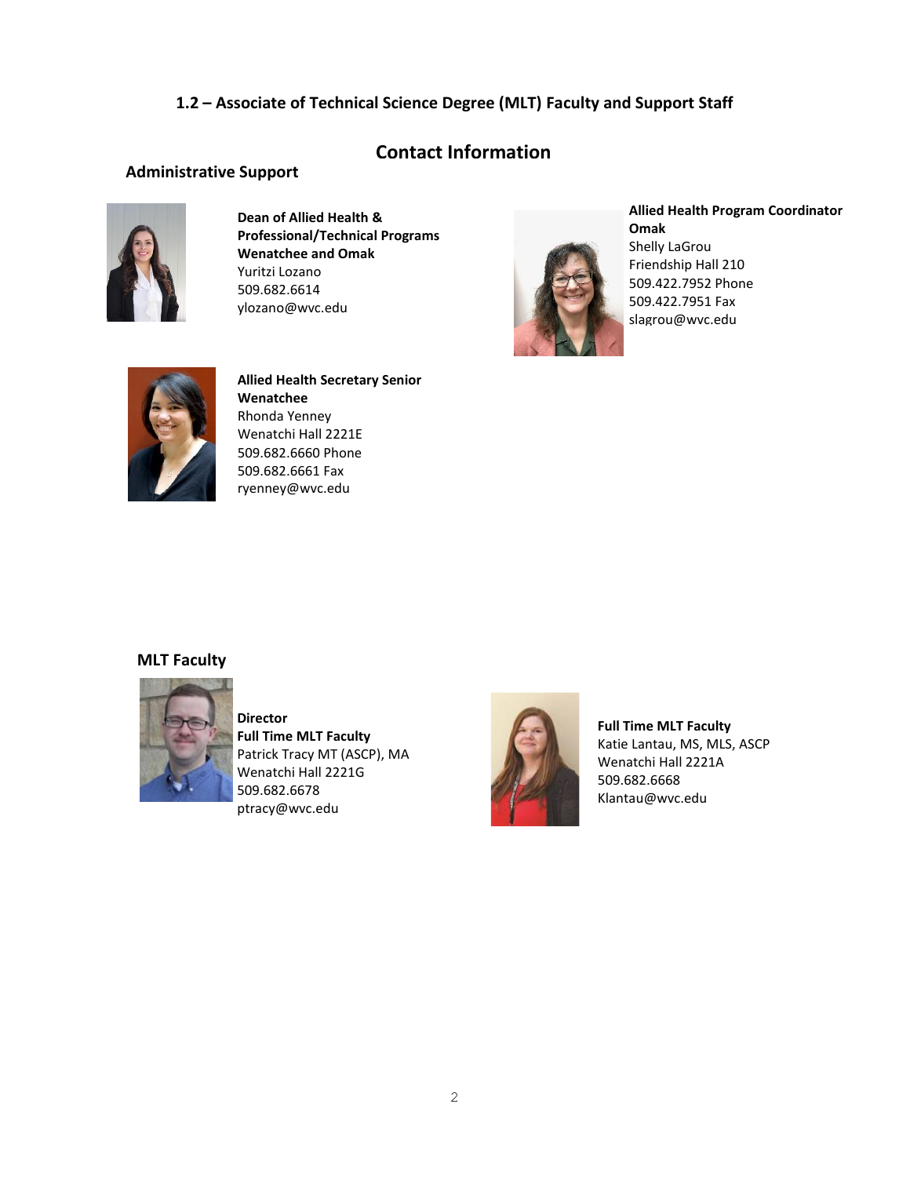### 1.2 – Associate of Technical Science Degree (MLT) Faculty and Support Staff

## Contact Information

### Administrative Support

**Dean of Allied Health & Professional/Technical Programs**
**Wenatchee and Omak**
Yuritzi Lozano
509.682.6614
ylozano@wvc.edu

**Allied Health Program Coordinator Omak**
Shelly LaGrou
Friendship Hall 210
509.422.7952 Phone
509.422.7951 Fax
slagrou@wvc.edu

**Allied Health Secretary Senior**
**Wenatchee**
Rhonda Yenney
Wenatchi Hall 2221E
509.682.6660 Phone
509.682.6661 Fax
ryenney@wvc.edu

### MLT Faculty

**Director**
**Full Time MLT Faculty**
Patrick Tracy MT (ASCP), MA
Wenatchi Hall 2221G
509.682.6678
ptracy@wvc.edu

**Full Time MLT Faculty**
Katie Lantau, MS, MLS, ASCP
Wenatchi Hall 2221A
509.682.6668
Klantau@wvc.edu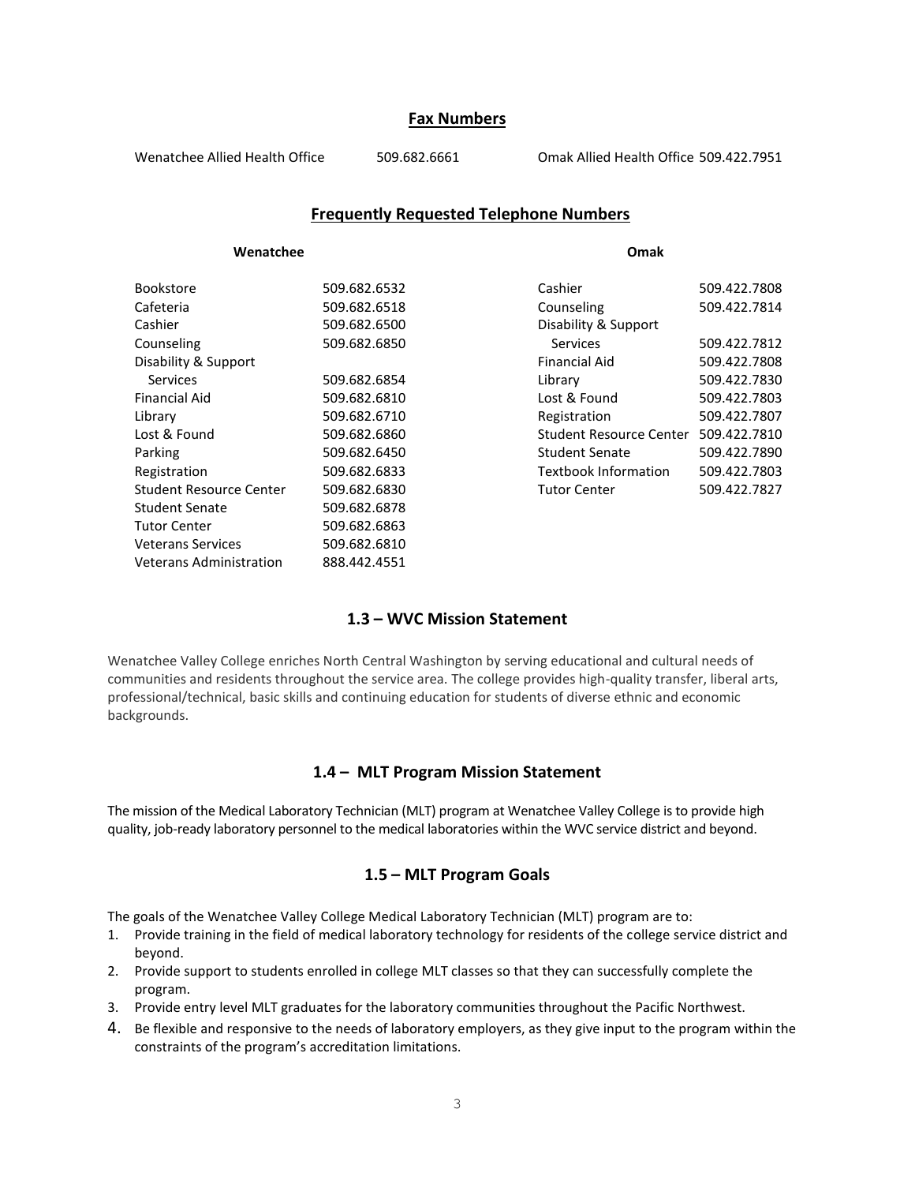## Fax Numbers

| | | | |
|---|---|---|---|
| Wenatchee Allied Health Office | 509.682.6661 | Omak Allied Health Office | 509.422.7951 |

## Frequently Requested Telephone Numbers

**Wenatchee**

| | |
|---|---|
| Bookstore | 509.682.6532 |
| Cafeteria | 509.682.6518 |
| Cashier | 509.682.6500 |
| Counseling | 509.682.6850 |
| Disability & Support Services | 509.682.6854 |
| Financial Aid | 509.682.6810 |
| Library | 509.682.6710 |
| Lost & Found | 509.682.6860 |
| Parking | 509.682.6450 |
| Registration | 509.682.6833 |
| Student Resource Center | 509.682.6830 |
| Student Senate | 509.682.6878 |
| Tutor Center | 509.682.6863 |
| Veterans Services | 509.682.6810 |
| Veterans Administration | 888.442.4551 |

**Omak**

| | |
|---|---|
| Cashier | 509.422.7808 |
| Counseling | 509.422.7814 |
| Disability & Support Services | 509.422.7812 |
| Financial Aid | 509.422.7808 |
| Library | 509.422.7830 |
| Lost & Found | 509.422.7803 |
| Registration | 509.422.7807 |
| Student Resource Center | 509.422.7810 |
| Student Senate | 509.422.7890 |
| Textbook Information | 509.422.7803 |
| Tutor Center | 509.422.7827 |

## 1.3 – WVC Mission Statement

Wenatchee Valley College enriches North Central Washington by serving educational and cultural needs of communities and residents throughout the service area. The college provides high-quality transfer, liberal arts, professional/technical, basic skills and continuing education for students of diverse ethnic and economic backgrounds.

## 1.4 – MLT Program Mission Statement

The mission of the Medical Laboratory Technician (MLT) program at Wenatchee Valley College is to provide high quality, job-ready laboratory personnel to the medical laboratories within the WVC service district and beyond.

## 1.5 – MLT Program Goals

The goals of the Wenatchee Valley College Medical Laboratory Technician (MLT) program are to:

1. Provide training in the field of medical laboratory technology for residents of the college service district and beyond.
2. Provide support to students enrolled in college MLT classes so that they can successfully complete the program.
3. Provide entry level MLT graduates for the laboratory communities throughout the Pacific Northwest.
4. Be flexible and responsive to the needs of laboratory employers, as they give input to the program within the constraints of the program's accreditation limitations.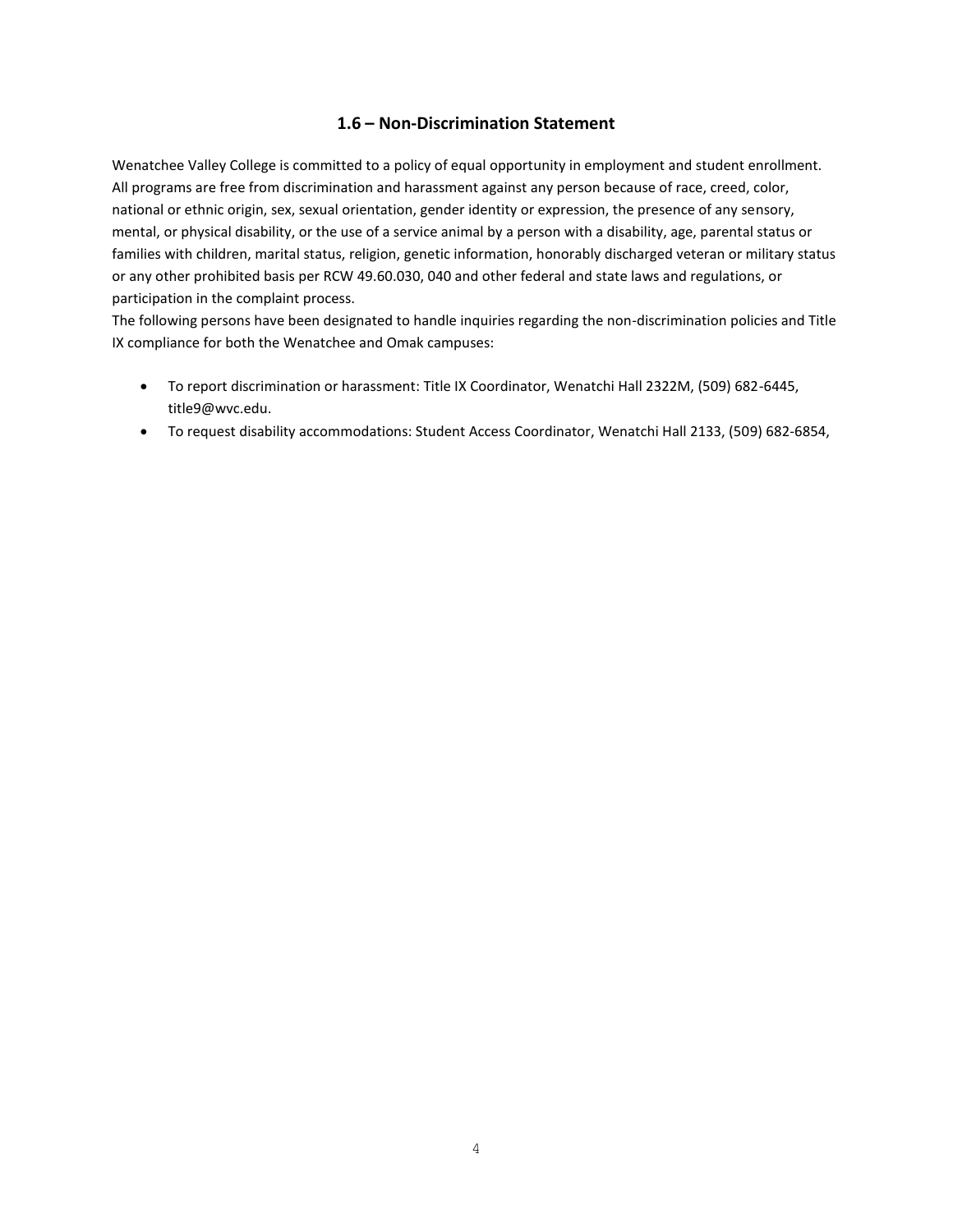## 1.6 – Non-Discrimination Statement

Wenatchee Valley College is committed to a policy of equal opportunity in employment and student enrollment. All programs are free from discrimination and harassment against any person because of race, creed, color, national or ethnic origin, sex, sexual orientation, gender identity or expression, the presence of any sensory, mental, or physical disability, or the use of a service animal by a person with a disability, age, parental status or families with children, marital status, religion, genetic information, honorably discharged veteran or military status or any other prohibited basis per RCW 49.60.030, 040 and other federal and state laws and regulations, or participation in the complaint process.

The following persons have been designated to handle inquiries regarding the non-discrimination policies and Title IX compliance for both the Wenatchee and Omak campuses:

- To report discrimination or harassment: Title IX Coordinator, Wenatchi Hall 2322M, (509) 682-6445, title9@wvc.edu.
- To request disability accommodations: Student Access Coordinator, Wenatchi Hall 2133, (509) 682-6854,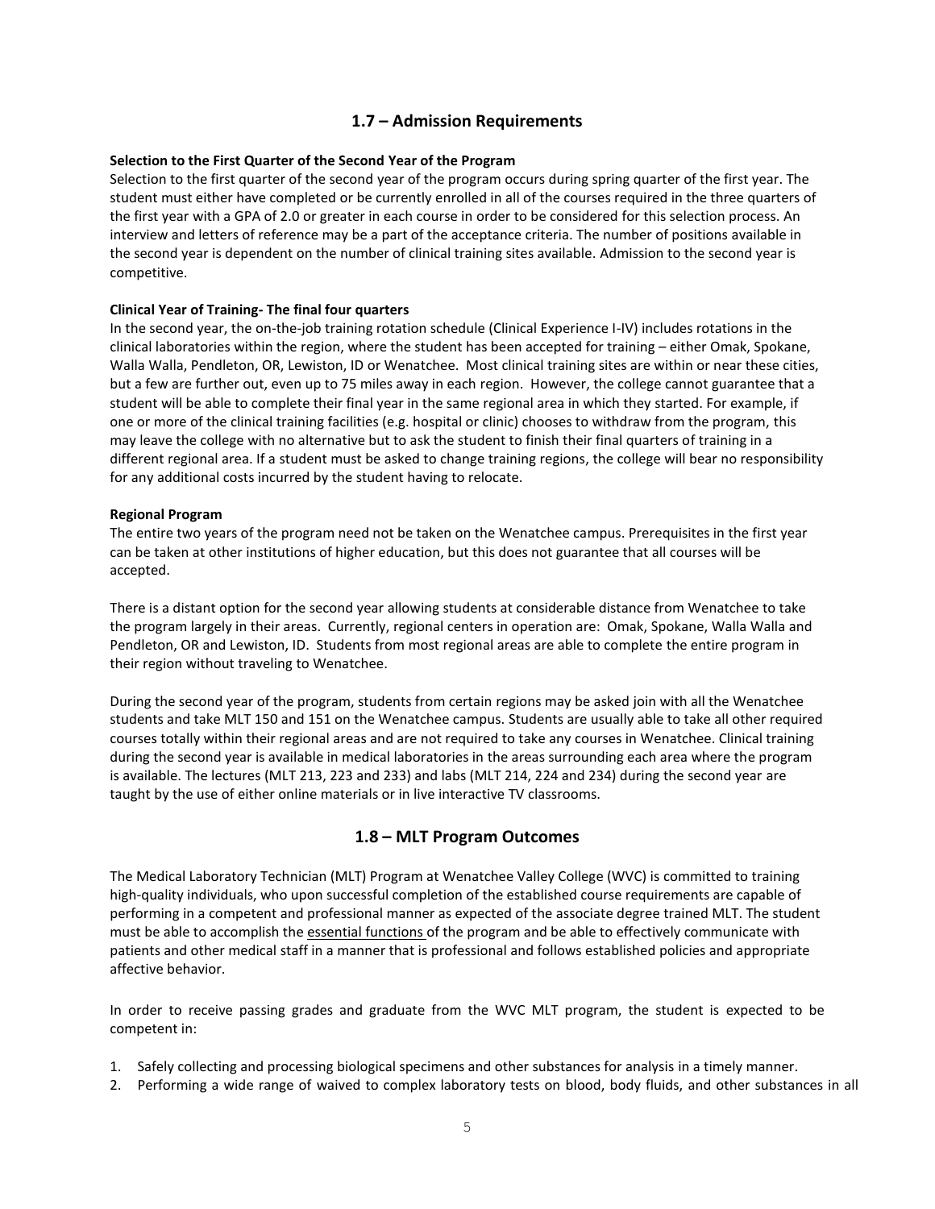## 1.7 – Admission Requirements

**Selection to the First Quarter of the Second Year of the Program**

Selection to the first quarter of the second year of the program occurs during spring quarter of the first year. The student must either have completed or be currently enrolled in all of the courses required in the three quarters of the first year with a GPA of 2.0 or greater in each course in order to be considered for this selection process. An interview and letters of reference may be a part of the acceptance criteria. The number of positions available in the second year is dependent on the number of clinical training sites available. Admission to the second year is competitive.

**Clinical Year of Training- The final four quarters**

In the second year, the on-the-job training rotation schedule (Clinical Experience I-IV) includes rotations in the clinical laboratories within the region, where the student has been accepted for training – either Omak, Spokane, Walla Walla, Pendleton, OR, Lewiston, ID or Wenatchee. Most clinical training sites are within or near these cities, but a few are further out, even up to 75 miles away in each region. However, the college cannot guarantee that a student will be able to complete their final year in the same regional area in which they started. For example, if one or more of the clinical training facilities (e.g. hospital or clinic) chooses to withdraw from the program, this may leave the college with no alternative but to ask the student to finish their final quarters of training in a different regional area. If a student must be asked to change training regions, the college will bear no responsibility for any additional costs incurred by the student having to relocate.

**Regional Program**

The entire two years of the program need not be taken on the Wenatchee campus. Prerequisites in the first year can be taken at other institutions of higher education, but this does not guarantee that all courses will be accepted.

There is a distant option for the second year allowing students at considerable distance from Wenatchee to take the program largely in their areas. Currently, regional centers in operation are: Omak, Spokane, Walla Walla and Pendleton, OR and Lewiston, ID. Students from most regional areas are able to complete the entire program in their region without traveling to Wenatchee.

During the second year of the program, students from certain regions may be asked join with all the Wenatchee students and take MLT 150 and 151 on the Wenatchee campus. Students are usually able to take all other required courses totally within their regional areas and are not required to take any courses in Wenatchee. Clinical training during the second year is available in medical laboratories in the areas surrounding each area where the program is available. The lectures (MLT 213, 223 and 233) and labs (MLT 214, 224 and 234) during the second year are taught by the use of either online materials or in live interactive TV classrooms.

## 1.8 – MLT Program Outcomes

The Medical Laboratory Technician (MLT) Program at Wenatchee Valley College (WVC) is committed to training high-quality individuals, who upon successful completion of the established course requirements are capable of performing in a competent and professional manner as expected of the associate degree trained MLT. The student must be able to accomplish the essential functions of the program and be able to effectively communicate with patients and other medical staff in a manner that is professional and follows established policies and appropriate affective behavior.

In order to receive passing grades and graduate from the WVC MLT program, the student is expected to be competent in:

1. Safely collecting and processing biological specimens and other substances for analysis in a timely manner.
2. Performing a wide range of waived to complex laboratory tests on blood, body fluids, and other substances in all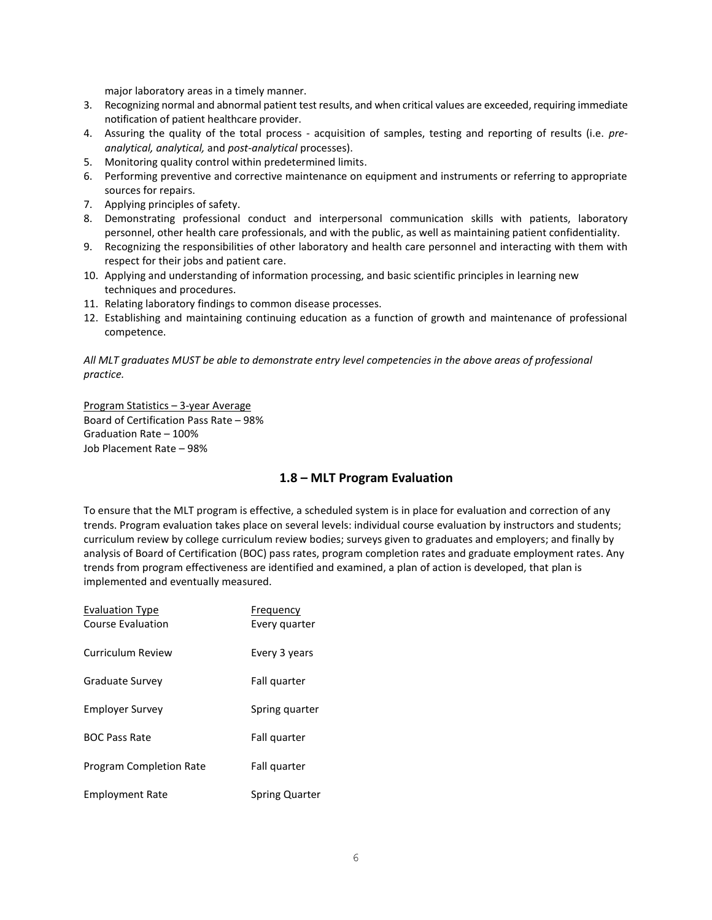major laboratory areas in a timely manner.

3. Recognizing normal and abnormal patient test results, and when critical values are exceeded, requiring immediate notification of patient healthcare provider.
4. Assuring the quality of the total process - acquisition of samples, testing and reporting of results (i.e. *pre-analytical, analytical,* and *post-analytical* processes).
5. Monitoring quality control within predetermined limits.
6. Performing preventive and corrective maintenance on equipment and instruments or referring to appropriate sources for repairs.
7. Applying principles of safety.
8. Demonstrating professional conduct and interpersonal communication skills with patients, laboratory personnel, other health care professionals, and with the public, as well as maintaining patient confidentiality.
9. Recognizing the responsibilities of other laboratory and health care personnel and interacting with them with respect for their jobs and patient care.
10. Applying and understanding of information processing, and basic scientific principles in learning new techniques and procedures.
11. Relating laboratory findings to common disease processes.
12. Establishing and maintaining continuing education as a function of growth and maintenance of professional competence.

*All MLT graduates MUST be able to demonstrate entry level competencies in the above areas of professional practice.*

Program Statistics – 3-year Average
Board of Certification Pass Rate – 98%
Graduation Rate – 100%
Job Placement Rate – 98%

## 1.8 – MLT Program Evaluation

To ensure that the MLT program is effective, a scheduled system is in place for evaluation and correction of any trends. Program evaluation takes place on several levels: individual course evaluation by instructors and students; curriculum review by college curriculum review bodies; surveys given to graduates and employers; and finally by analysis of Board of Certification (BOC) pass rates, program completion rates and graduate employment rates. Any trends from program effectiveness are identified and examined, a plan of action is developed, that plan is implemented and eventually measured.

| Evaluation Type | Frequency |
|---|---|
| Course Evaluation | Every quarter |
| Curriculum Review | Every 3 years |
| Graduate Survey | Fall quarter |
| Employer Survey | Spring quarter |
| BOC Pass Rate | Fall quarter |
| Program Completion Rate | Fall quarter |
| Employment Rate | Spring Quarter |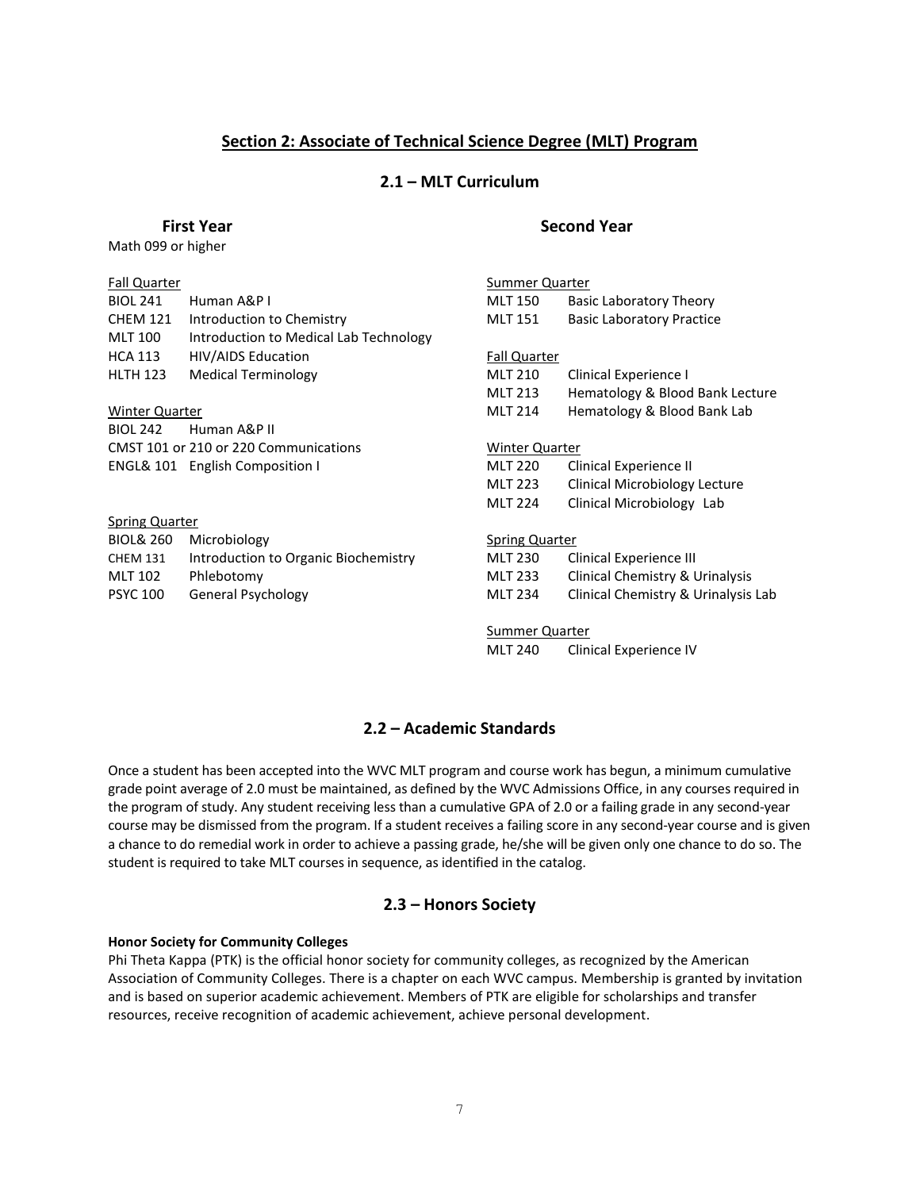## Section 2: Associate of Technical Science Degree (MLT) Program

### 2.1 – MLT Curriculum

#### First Year

Math 099 or higher

Fall Quarter

| | |
|---|---|
| BIOL 241 | Human A&P I |
| CHEM 121 | Introduction to Chemistry |
| MLT 100 | Introduction to Medical Lab Technology |
| HCA 113 | HIV/AIDS Education |
| HLTH 123 | Medical Terminology |

Winter Quarter

| | |
|---|---|
| BIOL 242 | Human A&P II |
| CMST 101 or 210 or 220 Communications | |
| ENGL& 101 | English Composition I |

Spring Quarter

| | |
|---|---|
| BIOL& 260 | Microbiology |
| CHEM 131 | Introduction to Organic Biochemistry |
| MLT 102 | Phlebotomy |
| PSYC 100 | General Psychology |

#### Second Year

Summer Quarter

| | |
|---|---|
| MLT 150 | Basic Laboratory Theory |
| MLT 151 | Basic Laboratory Practice |

Fall Quarter

| | |
|---|---|
| MLT 210 | Clinical Experience I |
| MLT 213 | Hematology & Blood Bank Lecture |
| MLT 214 | Hematology & Blood Bank Lab |

Winter Quarter

| | |
|---|---|
| MLT 220 | Clinical Experience II |
| MLT 223 | Clinical Microbiology Lecture |
| MLT 224 | Clinical Microbiology Lab |

Spring Quarter

| | |
|---|---|
| MLT 230 | Clinical Experience III |
| MLT 233 | Clinical Chemistry & Urinalysis |
| MLT 234 | Clinical Chemistry & Urinalysis Lab |

Summer Quarter

| | |
|---|---|
| MLT 240 | Clinical Experience IV |

### 2.2 – Academic Standards

Once a student has been accepted into the WVC MLT program and course work has begun, a minimum cumulative grade point average of 2.0 must be maintained, as defined by the WVC Admissions Office, in any courses required in the program of study. Any student receiving less than a cumulative GPA of 2.0 or a failing grade in any second-year course may be dismissed from the program. If a student receives a failing score in any second-year course and is given a chance to do remedial work in order to achieve a passing grade, he/she will be given only one chance to do so. The student is required to take MLT courses in sequence, as identified in the catalog.

### 2.3 – Honors Society

**Honor Society for Community Colleges**

Phi Theta Kappa (PTK) is the official honor society for community colleges, as recognized by the American Association of Community Colleges. There is a chapter on each WVC campus. Membership is granted by invitation and is based on superior academic achievement. Members of PTK are eligible for scholarships and transfer resources, receive recognition of academic achievement, achieve personal development.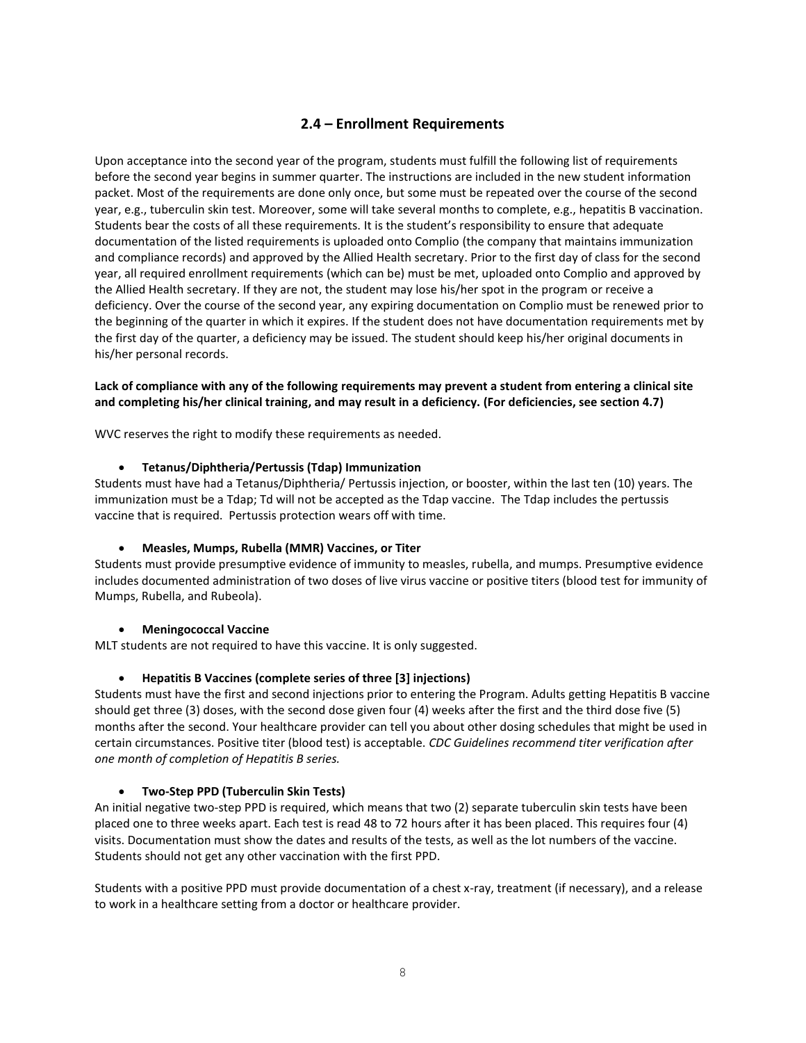## 2.4 – Enrollment Requirements

Upon acceptance into the second year of the program, students must fulfill the following list of requirements before the second year begins in summer quarter. The instructions are included in the new student information packet. Most of the requirements are done only once, but some must be repeated over the course of the second year, e.g., tuberculin skin test. Moreover, some will take several months to complete, e.g., hepatitis B vaccination. Students bear the costs of all these requirements. It is the student's responsibility to ensure that adequate documentation of the listed requirements is uploaded onto Complio (the company that maintains immunization and compliance records) and approved by the Allied Health secretary. Prior to the first day of class for the second year, all required enrollment requirements (which can be) must be met, uploaded onto Complio and approved by the Allied Health secretary. If they are not, the student may lose his/her spot in the program or receive a deficiency. Over the course of the second year, any expiring documentation on Complio must be renewed prior to the beginning of the quarter in which it expires. If the student does not have documentation requirements met by the first day of the quarter, a deficiency may be issued. The student should keep his/her original documents in his/her personal records.

**Lack of compliance with any of the following requirements may prevent a student from entering a clinical site and completing his/her clinical training, and may result in a deficiency. (For deficiencies, see section 4.7)**

WVC reserves the right to modify these requirements as needed.

- **Tetanus/Diphtheria/Pertussis (Tdap) Immunization**

Students must have had a Tetanus/Diphtheria/ Pertussis injection, or booster, within the last ten (10) years. The immunization must be a Tdap; Td will not be accepted as the Tdap vaccine. The Tdap includes the pertussis vaccine that is required. Pertussis protection wears off with time.

- **Measles, Mumps, Rubella (MMR) Vaccines, or Titer**

Students must provide presumptive evidence of immunity to measles, rubella, and mumps. Presumptive evidence includes documented administration of two doses of live virus vaccine or positive titers (blood test for immunity of Mumps, Rubella, and Rubeola).

- **Meningococcal Vaccine**

MLT students are not required to have this vaccine. It is only suggested.

- **Hepatitis B Vaccines (complete series of three [3] injections)**

Students must have the first and second injections prior to entering the Program. Adults getting Hepatitis B vaccine should get three (3) doses, with the second dose given four (4) weeks after the first and the third dose five (5) months after the second. Your healthcare provider can tell you about other dosing schedules that might be used in certain circumstances. Positive titer (blood test) is acceptable. *CDC Guidelines recommend titer verification after one month of completion of Hepatitis B series.*

- **Two-Step PPD (Tuberculin Skin Tests)**

An initial negative two-step PPD is required, which means that two (2) separate tuberculin skin tests have been placed one to three weeks apart. Each test is read 48 to 72 hours after it has been placed. This requires four (4) visits. Documentation must show the dates and results of the tests, as well as the lot numbers of the vaccine. Students should not get any other vaccination with the first PPD.

Students with a positive PPD must provide documentation of a chest x-ray, treatment (if necessary), and a release to work in a healthcare setting from a doctor or healthcare provider.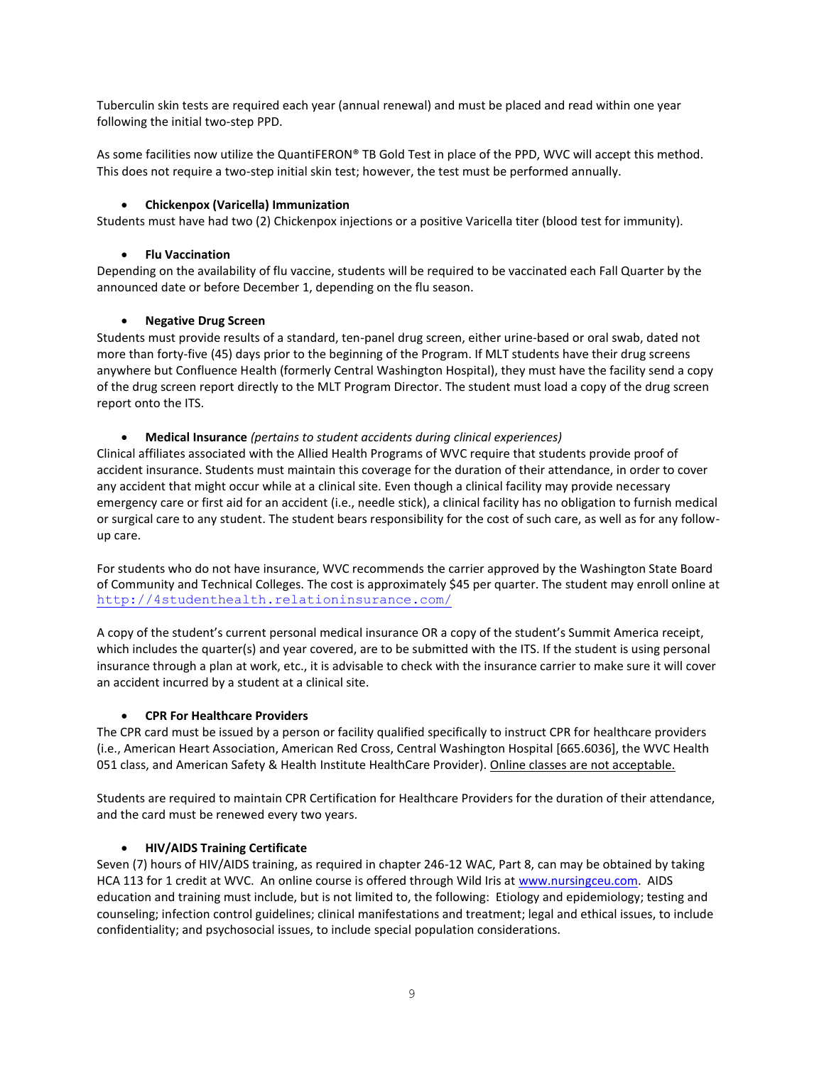Tuberculin skin tests are required each year (annual renewal) and must be placed and read within one year following the initial two-step PPD.

As some facilities now utilize the QuantiFERON® TB Gold Test in place of the PPD, WVC will accept this method. This does not require a two-step initial skin test; however, the test must be performed annually.

- **Chickenpox (Varicella) Immunization**

Students must have had two (2) Chickenpox injections or a positive Varicella titer (blood test for immunity).

- **Flu Vaccination**

Depending on the availability of flu vaccine, students will be required to be vaccinated each Fall Quarter by the announced date or before December 1, depending on the flu season.

- **Negative Drug Screen**

Students must provide results of a standard, ten-panel drug screen, either urine-based or oral swab, dated not more than forty-five (45) days prior to the beginning of the Program. If MLT students have their drug screens anywhere but Confluence Health (formerly Central Washington Hospital), they must have the facility send a copy of the drug screen report directly to the MLT Program Director. The student must load a copy of the drug screen report onto the ITS.

- **Medical Insurance** *(pertains to student accidents during clinical experiences)*

Clinical affiliates associated with the Allied Health Programs of WVC require that students provide proof of accident insurance. Students must maintain this coverage for the duration of their attendance, in order to cover any accident that might occur while at a clinical site. Even though a clinical facility may provide necessary emergency care or first aid for an accident (i.e., needle stick), a clinical facility has no obligation to furnish medical or surgical care to any student. The student bears responsibility for the cost of such care, as well as for any follow-up care.

For students who do not have insurance, WVC recommends the carrier approved by the Washington State Board of Community and Technical Colleges. The cost is approximately $45 per quarter. The student may enroll online at http://4studenthealth.relationinsurance.com/

A copy of the student's current personal medical insurance OR a copy of the student's Summit America receipt, which includes the quarter(s) and year covered, are to be submitted with the ITS. If the student is using personal insurance through a plan at work, etc., it is advisable to check with the insurance carrier to make sure it will cover an accident incurred by a student at a clinical site.

- **CPR For Healthcare Providers**

The CPR card must be issued by a person or facility qualified specifically to instruct CPR for healthcare providers (i.e., American Heart Association, American Red Cross, Central Washington Hospital [665.6036], the WVC Health 051 class, and American Safety & Health Institute HealthCare Provider). Online classes are not acceptable.

Students are required to maintain CPR Certification for Healthcare Providers for the duration of their attendance, and the card must be renewed every two years.

- **HIV/AIDS Training Certificate**

Seven (7) hours of HIV/AIDS training, as required in chapter 246-12 WAC, Part 8, can may be obtained by taking HCA 113 for 1 credit at WVC. An online course is offered through Wild Iris at www.nursingceu.com. AIDS education and training must include, but is not limited to, the following: Etiology and epidemiology; testing and counseling; infection control guidelines; clinical manifestations and treatment; legal and ethical issues, to include confidentiality; and psychosocial issues, to include special population considerations.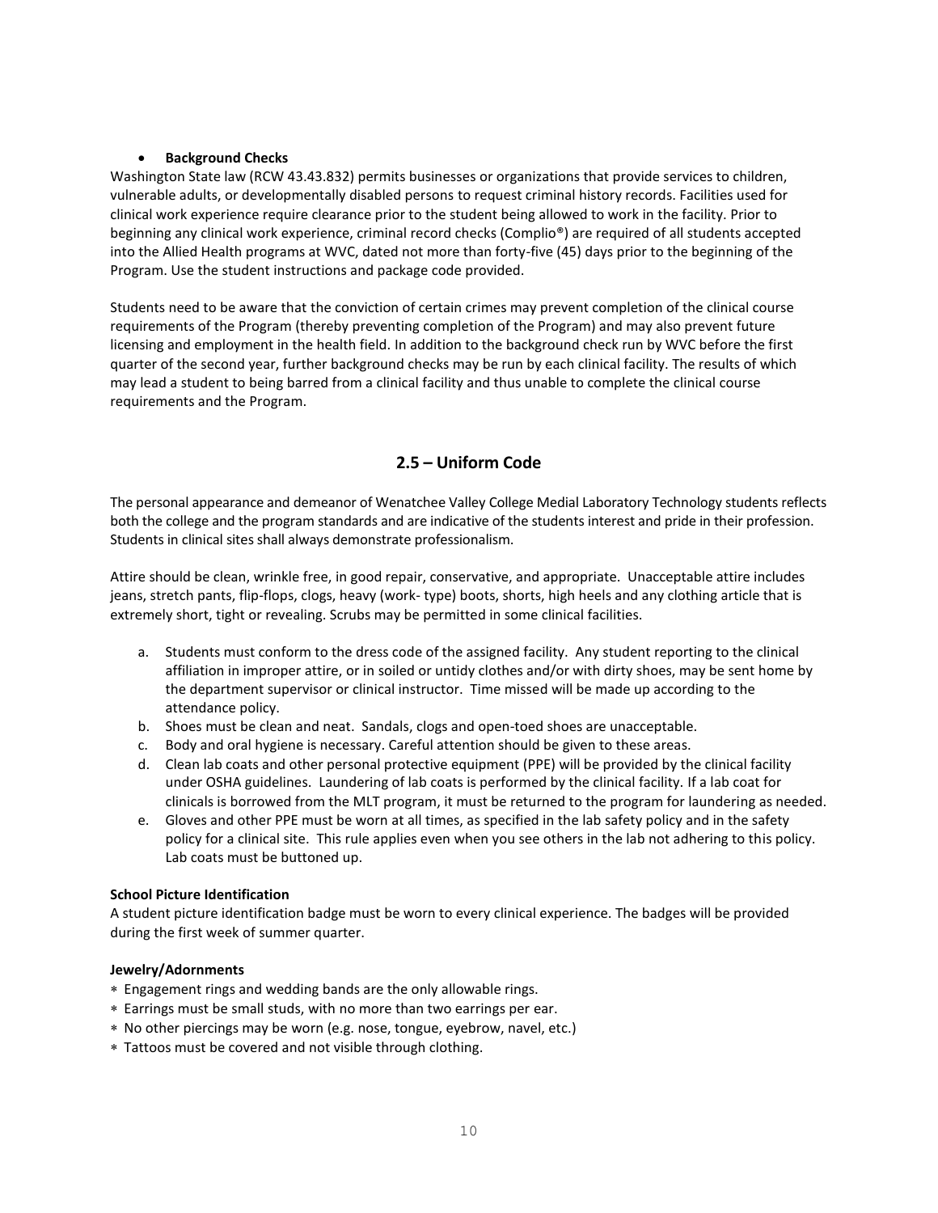- **Background Checks**

Washington State law (RCW 43.43.832) permits businesses or organizations that provide services to children, vulnerable adults, or developmentally disabled persons to request criminal history records. Facilities used for clinical work experience require clearance prior to the student being allowed to work in the facility. Prior to beginning any clinical work experience, criminal record checks (Complio®) are required of all students accepted into the Allied Health programs at WVC, dated not more than forty-five (45) days prior to the beginning of the Program. Use the student instructions and package code provided.

Students need to be aware that the conviction of certain crimes may prevent completion of the clinical course requirements of the Program (thereby preventing completion of the Program) and may also prevent future licensing and employment in the health field. In addition to the background check run by WVC before the first quarter of the second year, further background checks may be run by each clinical facility. The results of which may lead a student to being barred from a clinical facility and thus unable to complete the clinical course requirements and the Program.

## 2.5 – Uniform Code

The personal appearance and demeanor of Wenatchee Valley College Medial Laboratory Technology students reflects both the college and the program standards and are indicative of the students interest and pride in their profession. Students in clinical sites shall always demonstrate professionalism.

Attire should be clean, wrinkle free, in good repair, conservative, and appropriate. Unacceptable attire includes jeans, stretch pants, flip-flops, clogs, heavy (work- type) boots, shorts, high heels and any clothing article that is extremely short, tight or revealing. Scrubs may be permitted in some clinical facilities.

a. Students must conform to the dress code of the assigned facility. Any student reporting to the clinical affiliation in improper attire, or in soiled or untidy clothes and/or with dirty shoes, may be sent home by the department supervisor or clinical instructor. Time missed will be made up according to the attendance policy.
b. Shoes must be clean and neat. Sandals, clogs and open-toed shoes are unacceptable.
c. Body and oral hygiene is necessary. Careful attention should be given to these areas.
d. Clean lab coats and other personal protective equipment (PPE) will be provided by the clinical facility under OSHA guidelines. Laundering of lab coats is performed by the clinical facility. If a lab coat for clinicals is borrowed from the MLT program, it must be returned to the program for laundering as needed.
e. Gloves and other PPE must be worn at all times, as specified in the lab safety policy and in the safety policy for a clinical site. This rule applies even when you see others in the lab not adhering to this policy. Lab coats must be buttoned up.

**School Picture Identification**

A student picture identification badge must be worn to every clinical experience. The badges will be provided during the first week of summer quarter.

**Jewelry/Adornments**

- Engagement rings and wedding bands are the only allowable rings.
- Earrings must be small studs, with no more than two earrings per ear.
- No other piercings may be worn (e.g. nose, tongue, eyebrow, navel, etc.)
- Tattoos must be covered and not visible through clothing.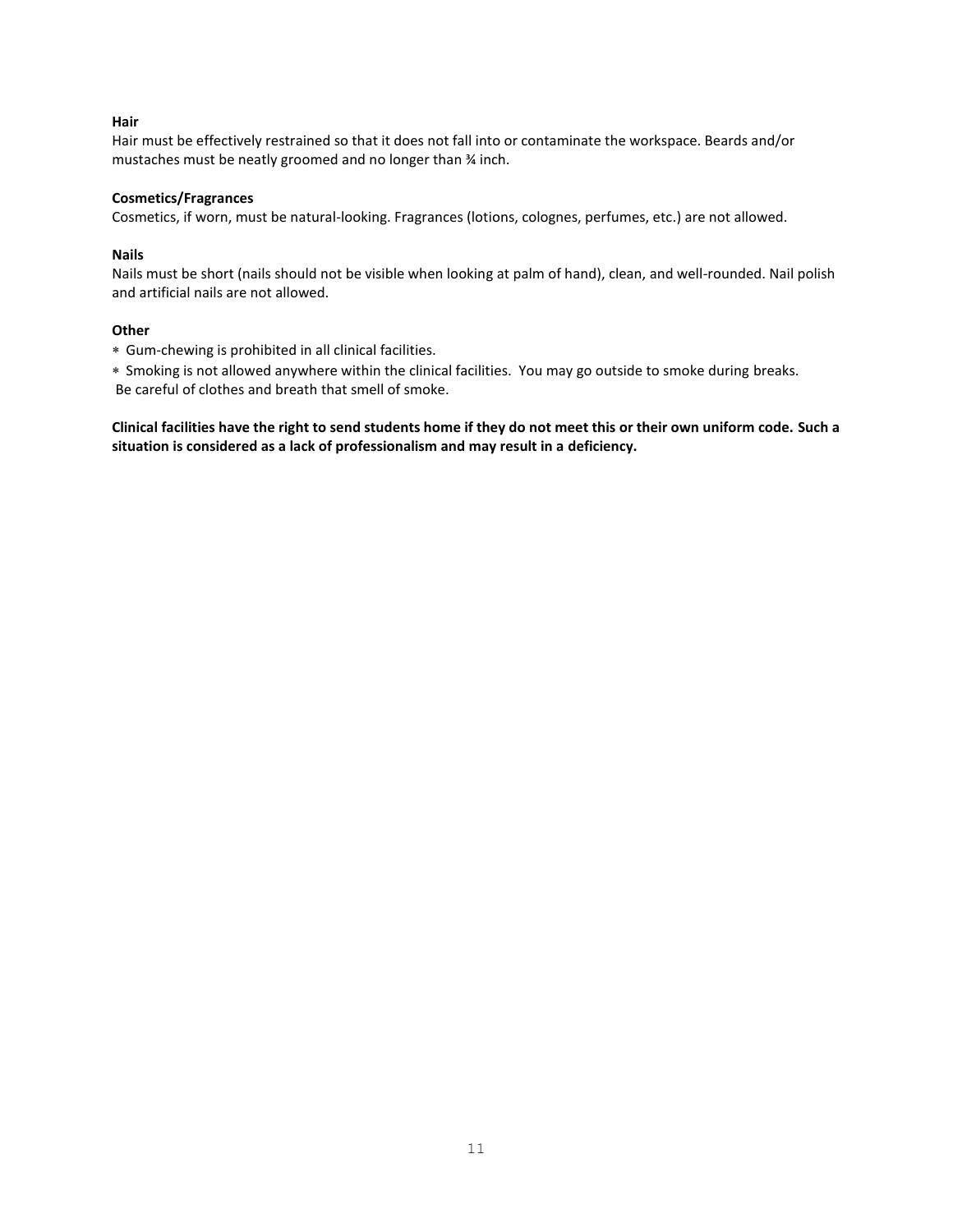**Hair**
Hair must be effectively restrained so that it does not fall into or contaminate the workspace. Beards and/or mustaches must be neatly groomed and no longer than ¾ inch.

**Cosmetics/Fragrances**
Cosmetics, if worn, must be natural-looking. Fragrances (lotions, colognes, perfumes, etc.) are not allowed.

**Nails**
Nails must be short (nails should not be visible when looking at palm of hand), clean, and well-rounded. Nail polish and artificial nails are not allowed.

**Other**

- Gum-chewing is prohibited in all clinical facilities.
- Smoking is not allowed anywhere within the clinical facilities. You may go outside to smoke during breaks. Be careful of clothes and breath that smell of smoke.

**Clinical facilities have the right to send students home if they do not meet this or their own uniform code. Such a situation is considered as a lack of professionalism and may result in a deficiency.**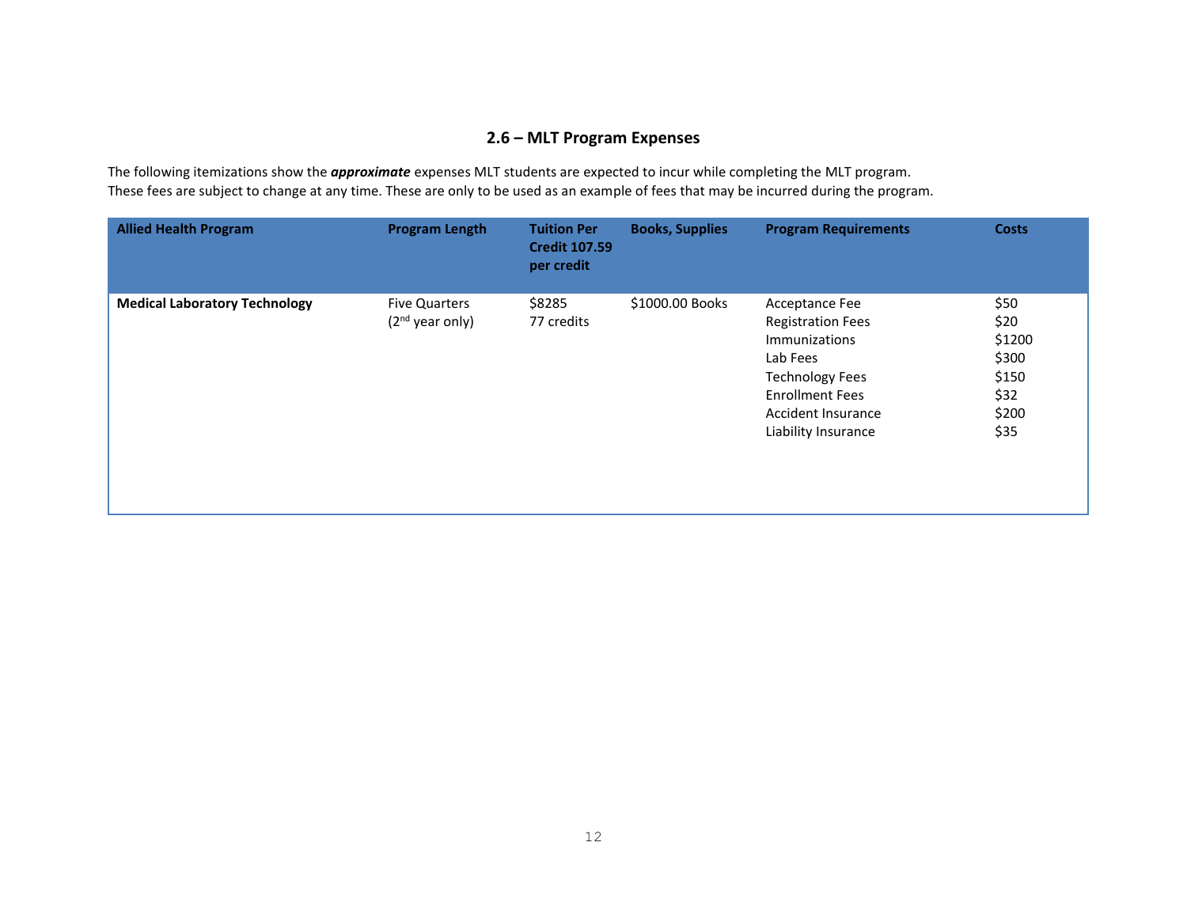## 2.6 – MLT Program Expenses

The following itemizations show the ***approximate*** expenses MLT students are expected to incur while completing the MLT program. These fees are subject to change at any time. These are only to be used as an example of fees that may be incurred during the program.

| Allied Health Program | Program Length | Tuition Per Credit 107.59 per credit | Books, Supplies | Program Requirements | Costs |
|---|---|---|---|---|---|
| **Medical Laboratory Technology** | Five Quarters (2nd year only) | $8285 77 credits | $1000.00 Books | Acceptance Fee | $50 |
| | | | | Registration Fees | $20 |
| | | | | Immunizations | $1200 |
| | | | | Lab Fees | $300 |
| | | | | Technology Fees | $150 |
| | | | | Enrollment Fees | $32 |
| | | | | Accident Insurance | $200 |
| | | | | Liability Insurance | $35 |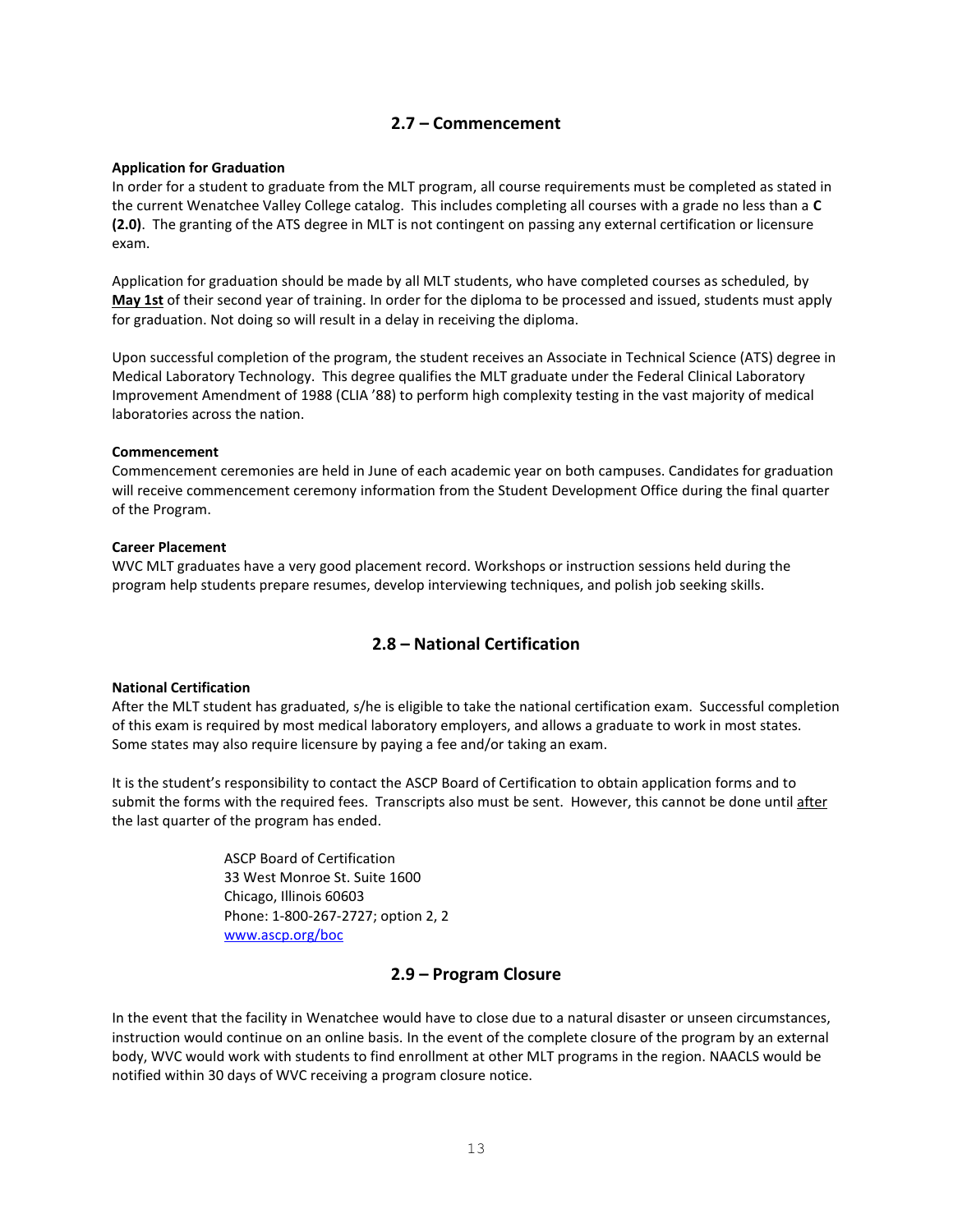## 2.7 – Commencement

**Application for Graduation**

In order for a student to graduate from the MLT program, all course requirements must be completed as stated in the current Wenatchee Valley College catalog. This includes completing all courses with a grade no less than a **C (2.0)**. The granting of the ATS degree in MLT is not contingent on passing any external certification or licensure exam.

Application for graduation should be made by all MLT students, who have completed courses as scheduled, by **May 1st** of their second year of training. In order for the diploma to be processed and issued, students must apply for graduation. Not doing so will result in a delay in receiving the diploma.

Upon successful completion of the program, the student receives an Associate in Technical Science (ATS) degree in Medical Laboratory Technology. This degree qualifies the MLT graduate under the Federal Clinical Laboratory Improvement Amendment of 1988 (CLIA '88) to perform high complexity testing in the vast majority of medical laboratories across the nation.

**Commencement**

Commencement ceremonies are held in June of each academic year on both campuses. Candidates for graduation will receive commencement ceremony information from the Student Development Office during the final quarter of the Program.

**Career Placement**

WVC MLT graduates have a very good placement record. Workshops or instruction sessions held during the program help students prepare resumes, develop interviewing techniques, and polish job seeking skills.

## 2.8 – National Certification

**National Certification**

After the MLT student has graduated, s/he is eligible to take the national certification exam. Successful completion of this exam is required by most medical laboratory employers, and allows a graduate to work in most states. Some states may also require licensure by paying a fee and/or taking an exam.

It is the student's responsibility to contact the ASCP Board of Certification to obtain application forms and to submit the forms with the required fees. Transcripts also must be sent. However, this cannot be done until after the last quarter of the program has ended.

ASCP Board of Certification
33 West Monroe St. Suite 1600
Chicago, Illinois 60603
Phone: 1-800-267-2727; option 2, 2
www.ascp.org/boc

## 2.9 – Program Closure

In the event that the facility in Wenatchee would have to close due to a natural disaster or unseen circumstances, instruction would continue on an online basis. In the event of the complete closure of the program by an external body, WVC would work with students to find enrollment at other MLT programs in the region. NAACLS would be notified within 30 days of WVC receiving a program closure notice.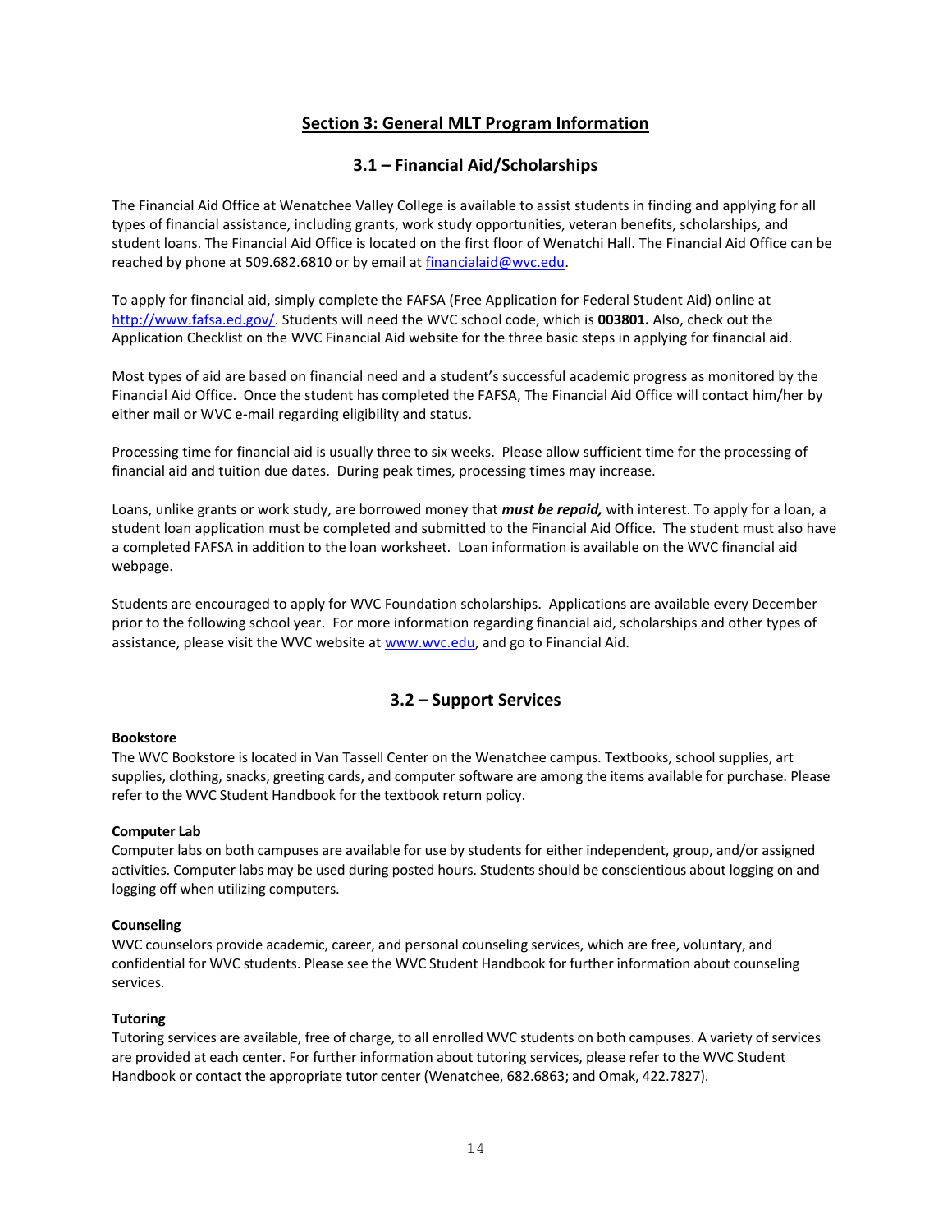## Section 3: General MLT Program Information

### 3.1 – Financial Aid/Scholarships

The Financial Aid Office at Wenatchee Valley College is available to assist students in finding and applying for all types of financial assistance, including grants, work study opportunities, veteran benefits, scholarships, and student loans. The Financial Aid Office is located on the first floor of Wenatchi Hall. The Financial Aid Office can be reached by phone at 509.682.6810 or by email at financialaid@wvc.edu.

To apply for financial aid, simply complete the FAFSA (Free Application for Federal Student Aid) online at http://www.fafsa.ed.gov/. Students will need the WVC school code, which is **003801.** Also, check out the Application Checklist on the WVC Financial Aid website for the three basic steps in applying for financial aid.

Most types of aid are based on financial need and a student's successful academic progress as monitored by the Financial Aid Office. Once the student has completed the FAFSA, The Financial Aid Office will contact him/her by either mail or WVC e-mail regarding eligibility and status.

Processing time for financial aid is usually three to six weeks. Please allow sufficient time for the processing of financial aid and tuition due dates. During peak times, processing times may increase.

Loans, unlike grants or work study, are borrowed money that ***must be repaid,*** with interest. To apply for a loan, a student loan application must be completed and submitted to the Financial Aid Office. The student must also have a completed FAFSA in addition to the loan worksheet. Loan information is available on the WVC financial aid webpage.

Students are encouraged to apply for WVC Foundation scholarships. Applications are available every December prior to the following school year. For more information regarding financial aid, scholarships and other types of assistance, please visit the WVC website at www.wvc.edu, and go to Financial Aid.

### 3.2 – Support Services

**Bookstore**
The WVC Bookstore is located in Van Tassell Center on the Wenatchee campus. Textbooks, school supplies, art supplies, clothing, snacks, greeting cards, and computer software are among the items available for purchase. Please refer to the WVC Student Handbook for the textbook return policy.

**Computer Lab**
Computer labs on both campuses are available for use by students for either independent, group, and/or assigned activities. Computer labs may be used during posted hours. Students should be conscientious about logging on and logging off when utilizing computers.

**Counseling**
WVC counselors provide academic, career, and personal counseling services, which are free, voluntary, and confidential for WVC students. Please see the WVC Student Handbook for further information about counseling services.

**Tutoring**
Tutoring services are available, free of charge, to all enrolled WVC students on both campuses. A variety of services are provided at each center. For further information about tutoring services, please refer to the WVC Student Handbook or contact the appropriate tutor center (Wenatchee, 682.6863; and Omak, 422.7827).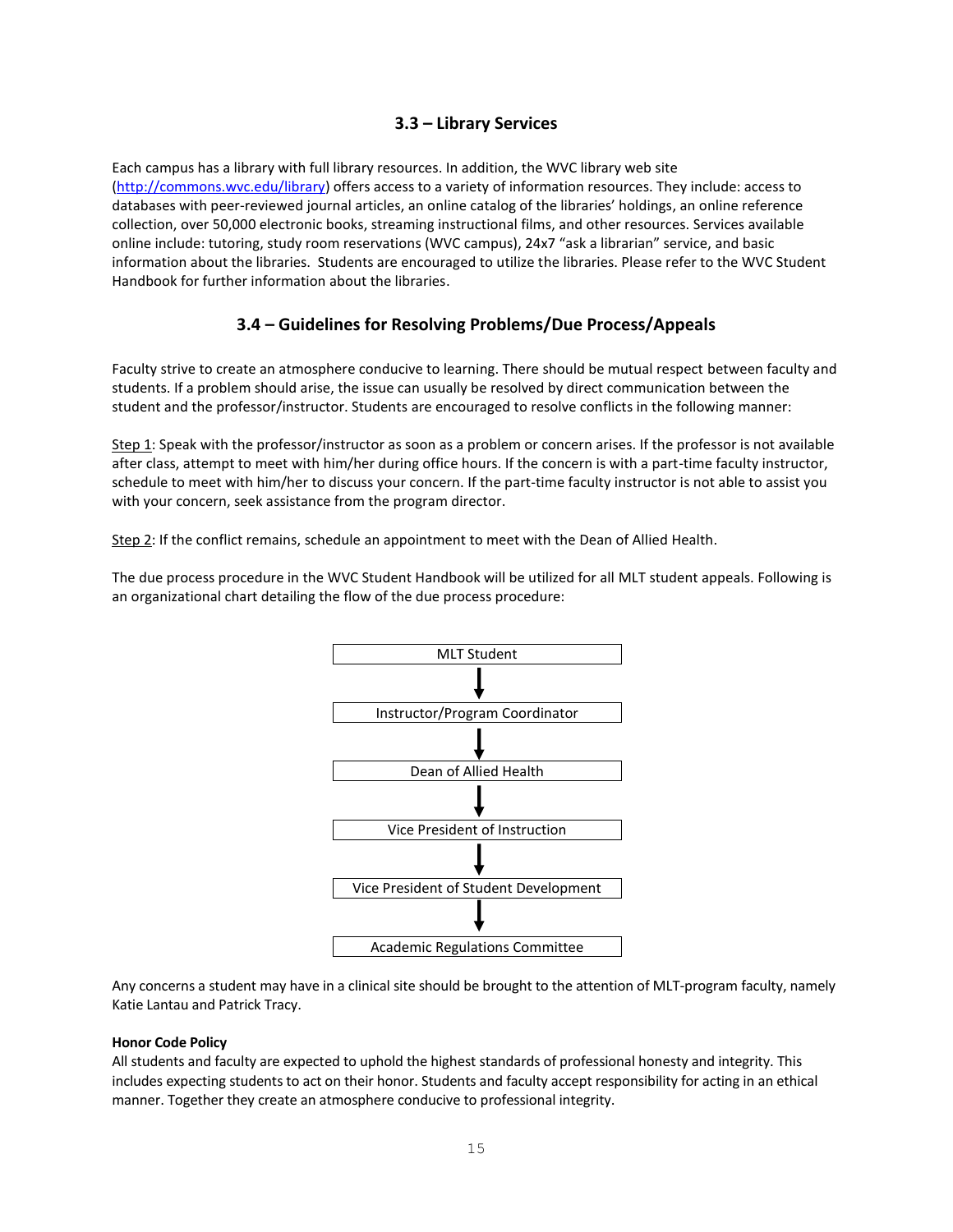## 3.3 – Library Services

Each campus has a library with full library resources. In addition, the WVC library web site ([http://commons.wvc.edu/library](http://commons.wvc.edu/library)) offers access to a variety of information resources. They include: access to databases with peer-reviewed journal articles, an online catalog of the libraries' holdings, an online reference collection, over 50,000 electronic books, streaming instructional films, and other resources. Services available online include: tutoring, study room reservations (WVC campus), 24x7 "ask a librarian" service, and basic information about the libraries. Students are encouraged to utilize the libraries. Please refer to the WVC Student Handbook for further information about the libraries.

## 3.4 – Guidelines for Resolving Problems/Due Process/Appeals

Faculty strive to create an atmosphere conducive to learning. There should be mutual respect between faculty and students. If a problem should arise, the issue can usually be resolved by direct communication between the student and the professor/instructor. Students are encouraged to resolve conflicts in the following manner:

Step 1: Speak with the professor/instructor as soon as a problem or concern arises. If the professor is not available after class, attempt to meet with him/her during office hours. If the concern is with a part-time faculty instructor, schedule to meet with him/her to discuss your concern. If the part-time faculty instructor is not able to assist you with your concern, seek assistance from the program director.

Step 2: If the conflict remains, schedule an appointment to meet with the Dean of Allied Health.

The due process procedure in the WVC Student Handbook will be utilized for all MLT student appeals. Following is an organizational chart detailing the flow of the due process procedure:

MLT Student
↓
Instructor/Program Coordinator
↓
Dean of Allied Health
↓
Vice President of Instruction
↓
Vice President of Student Development
↓
Academic Regulations Committee

Any concerns a student may have in a clinical site should be brought to the attention of MLT-program faculty, namely Katie Lantau and Patrick Tracy.

**Honor Code Policy**

All students and faculty are expected to uphold the highest standards of professional honesty and integrity. This includes expecting students to act on their honor. Students and faculty accept responsibility for acting in an ethical manner. Together they create an atmosphere conducive to professional integrity.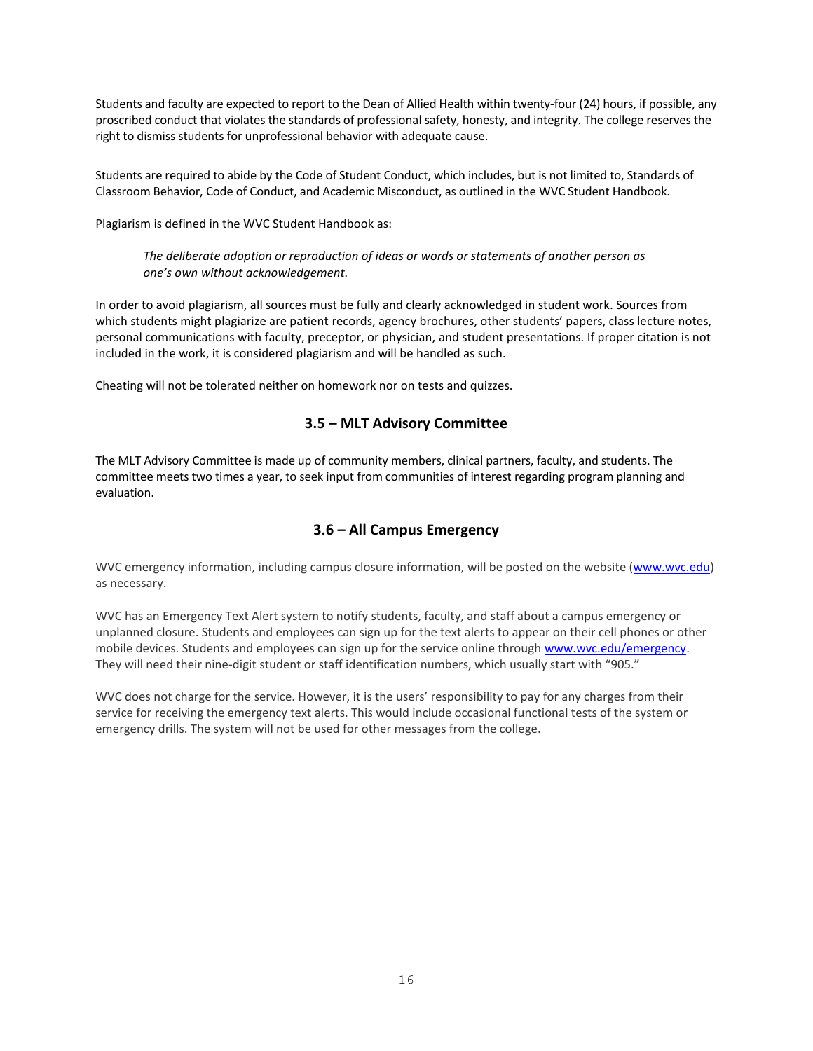Students and faculty are expected to report to the Dean of Allied Health within twenty-four (24) hours, if possible, any proscribed conduct that violates the standards of professional safety, honesty, and integrity. The college reserves the right to dismiss students for unprofessional behavior with adequate cause.

Students are required to abide by the Code of Student Conduct, which includes, but is not limited to, Standards of Classroom Behavior, Code of Conduct, and Academic Misconduct, as outlined in the WVC Student Handbook.

Plagiarism is defined in the WVC Student Handbook as:

> *The deliberate adoption or reproduction of ideas or words or statements of another person as one's own without acknowledgement.*

In order to avoid plagiarism, all sources must be fully and clearly acknowledged in student work. Sources from which students might plagiarize are patient records, agency brochures, other students' papers, class lecture notes, personal communications with faculty, preceptor, or physician, and student presentations. If proper citation is not included in the work, it is considered plagiarism and will be handled as such.

Cheating will not be tolerated neither on homework nor on tests and quizzes.

### 3.5 – MLT Advisory Committee

The MLT Advisory Committee is made up of community members, clinical partners, faculty, and students. The committee meets two times a year, to seek input from communities of interest regarding program planning and evaluation.

### 3.6 – All Campus Emergency

WVC emergency information, including campus closure information, will be posted on the website (www.wvc.edu) as necessary.

WVC has an Emergency Text Alert system to notify students, faculty, and staff about a campus emergency or unplanned closure. Students and employees can sign up for the text alerts to appear on their cell phones or other mobile devices. Students and employees can sign up for the service online through www.wvc.edu/emergency. They will need their nine-digit student or staff identification numbers, which usually start with "905."

WVC does not charge for the service. However, it is the users' responsibility to pay for any charges from their service for receiving the emergency text alerts. This would include occasional functional tests of the system or emergency drills. The system will not be used for other messages from the college.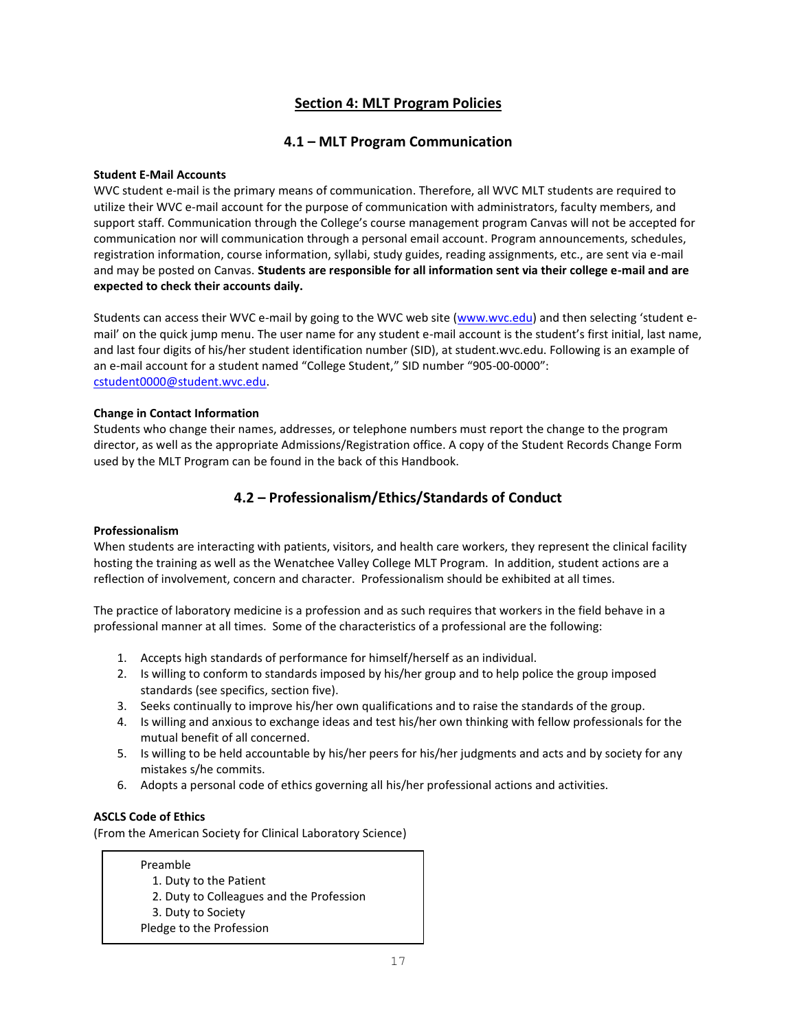# Section 4: MLT Program Policies

## 4.1 – MLT Program Communication

**Student E-Mail Accounts**

WVC student e-mail is the primary means of communication. Therefore, all WVC MLT students are required to utilize their WVC e-mail account for the purpose of communication with administrators, faculty members, and support staff. Communication through the College's course management program Canvas will not be accepted for communication nor will communication through a personal email account. Program announcements, schedules, registration information, course information, syllabi, study guides, reading assignments, etc., are sent via e-mail and may be posted on Canvas. **Students are responsible for all information sent via their college e-mail and are expected to check their accounts daily.**

Students can access their WVC e-mail by going to the WVC web site (www.wvc.edu) and then selecting 'student e-mail' on the quick jump menu. The user name for any student e-mail account is the student's first initial, last name, and last four digits of his/her student identification number (SID), at student.wvc.edu. Following is an example of an e-mail account for a student named "College Student," SID number "905-00-0000": cstudent0000@student.wvc.edu.

**Change in Contact Information**

Students who change their names, addresses, or telephone numbers must report the change to the program director, as well as the appropriate Admissions/Registration office. A copy of the Student Records Change Form used by the MLT Program can be found in the back of this Handbook.

## 4.2 – Professionalism/Ethics/Standards of Conduct

**Professionalism**

When students are interacting with patients, visitors, and health care workers, they represent the clinical facility hosting the training as well as the Wenatchee Valley College MLT Program. In addition, student actions are a reflection of involvement, concern and character. Professionalism should be exhibited at all times.

The practice of laboratory medicine is a profession and as such requires that workers in the field behave in a professional manner at all times. Some of the characteristics of a professional are the following:

1. Accepts high standards of performance for himself/herself as an individual.
2. Is willing to conform to standards imposed by his/her group and to help police the group imposed standards (see specifics, section five).
3. Seeks continually to improve his/her own qualifications and to raise the standards of the group.
4. Is willing and anxious to exchange ideas and test his/her own thinking with fellow professionals for the mutual benefit of all concerned.
5. Is willing to be held accountable by his/her peers for his/her judgments and acts and by society for any mistakes s/he commits.
6. Adopts a personal code of ethics governing all his/her professional actions and activities.

**ASCLS Code of Ethics**

(From the American Society for Clinical Laboratory Science)

Preamble
1. Duty to the Patient
2. Duty to Colleagues and the Profession
3. Duty to Society

Pledge to the Profession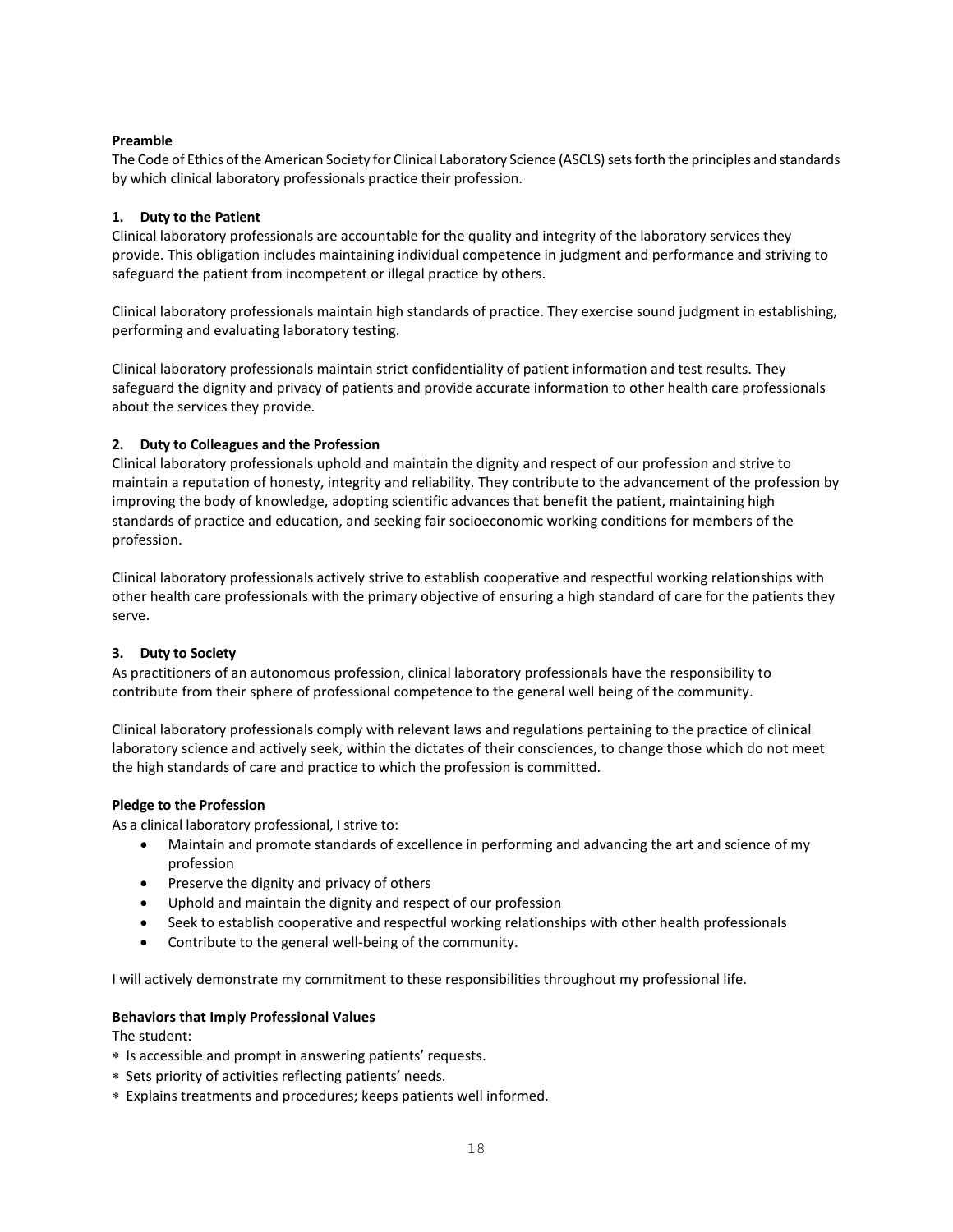**Preamble**

The Code of Ethics of the American Society for Clinical Laboratory Science (ASCLS) sets forth the principles and standards by which clinical laboratory professionals practice their profession.

**1. Duty to the Patient**

Clinical laboratory professionals are accountable for the quality and integrity of the laboratory services they provide. This obligation includes maintaining individual competence in judgment and performance and striving to safeguard the patient from incompetent or illegal practice by others.

Clinical laboratory professionals maintain high standards of practice. They exercise sound judgment in establishing, performing and evaluating laboratory testing.

Clinical laboratory professionals maintain strict confidentiality of patient information and test results. They safeguard the dignity and privacy of patients and provide accurate information to other health care professionals about the services they provide.

**2. Duty to Colleagues and the Profession**

Clinical laboratory professionals uphold and maintain the dignity and respect of our profession and strive to maintain a reputation of honesty, integrity and reliability. They contribute to the advancement of the profession by improving the body of knowledge, adopting scientific advances that benefit the patient, maintaining high standards of practice and education, and seeking fair socioeconomic working conditions for members of the profession.

Clinical laboratory professionals actively strive to establish cooperative and respectful working relationships with other health care professionals with the primary objective of ensuring a high standard of care for the patients they serve.

**3. Duty to Society**

As practitioners of an autonomous profession, clinical laboratory professionals have the responsibility to contribute from their sphere of professional competence to the general well being of the community.

Clinical laboratory professionals comply with relevant laws and regulations pertaining to the practice of clinical laboratory science and actively seek, within the dictates of their consciences, to change those which do not meet the high standards of care and practice to which the profession is committed.

**Pledge to the Profession**

As a clinical laboratory professional, I strive to:

- Maintain and promote standards of excellence in performing and advancing the art and science of my profession
- Preserve the dignity and privacy of others
- Uphold and maintain the dignity and respect of our profession
- Seek to establish cooperative and respectful working relationships with other health professionals
- Contribute to the general well-being of the community.

I will actively demonstrate my commitment to these responsibilities throughout my professional life.

**Behaviors that Imply Professional Values**

The student:

- Is accessible and prompt in answering patients' requests.
- Sets priority of activities reflecting patients' needs.
- Explains treatments and procedures; keeps patients well informed.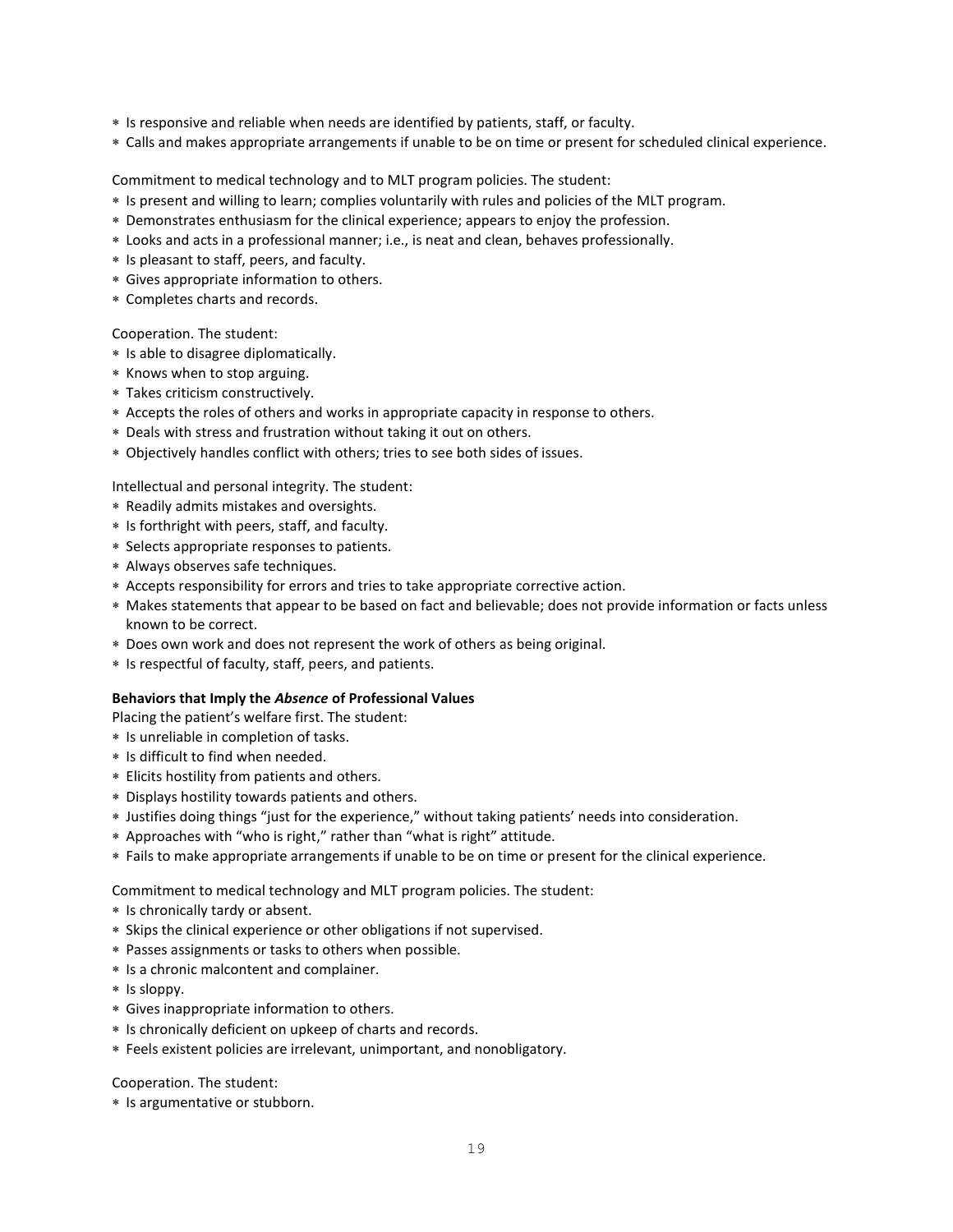* Is responsive and reliable when needs are identified by patients, staff, or faculty.
* Calls and makes appropriate arrangements if unable to be on time or present for scheduled clinical experience.

Commitment to medical technology and to MLT program policies. The student:

* Is present and willing to learn; complies voluntarily with rules and policies of the MLT program.
* Demonstrates enthusiasm for the clinical experience; appears to enjoy the profession.
* Looks and acts in a professional manner; i.e., is neat and clean, behaves professionally.
* Is pleasant to staff, peers, and faculty.
* Gives appropriate information to others.
* Completes charts and records.

Cooperation. The student:

* Is able to disagree diplomatically.
* Knows when to stop arguing.
* Takes criticism constructively.
* Accepts the roles of others and works in appropriate capacity in response to others.
* Deals with stress and frustration without taking it out on others.
* Objectively handles conflict with others; tries to see both sides of issues.

Intellectual and personal integrity. The student:

* Readily admits mistakes and oversights.
* Is forthright with peers, staff, and faculty.
* Selects appropriate responses to patients.
* Always observes safe techniques.
* Accepts responsibility for errors and tries to take appropriate corrective action.
* Makes statements that appear to be based on fact and believable; does not provide information or facts unless known to be correct.
* Does own work and does not represent the work of others as being original.
* Is respectful of faculty, staff, peers, and patients.

**Behaviors that Imply the *Absence* of Professional Values**

Placing the patient's welfare first. The student:

* Is unreliable in completion of tasks.
* Is difficult to find when needed.
* Elicits hostility from patients and others.
* Displays hostility towards patients and others.
* Justifies doing things "just for the experience," without taking patients' needs into consideration.
* Approaches with "who is right," rather than "what is right" attitude.
* Fails to make appropriate arrangements if unable to be on time or present for the clinical experience.

Commitment to medical technology and MLT program policies. The student:

* Is chronically tardy or absent.
* Skips the clinical experience or other obligations if not supervised.
* Passes assignments or tasks to others when possible.
* Is a chronic malcontent and complainer.
* Is sloppy.
* Gives inappropriate information to others.
* Is chronically deficient on upkeep of charts and records.
* Feels existent policies are irrelevant, unimportant, and nonobligatory.

Cooperation. The student:

* Is argumentative or stubborn.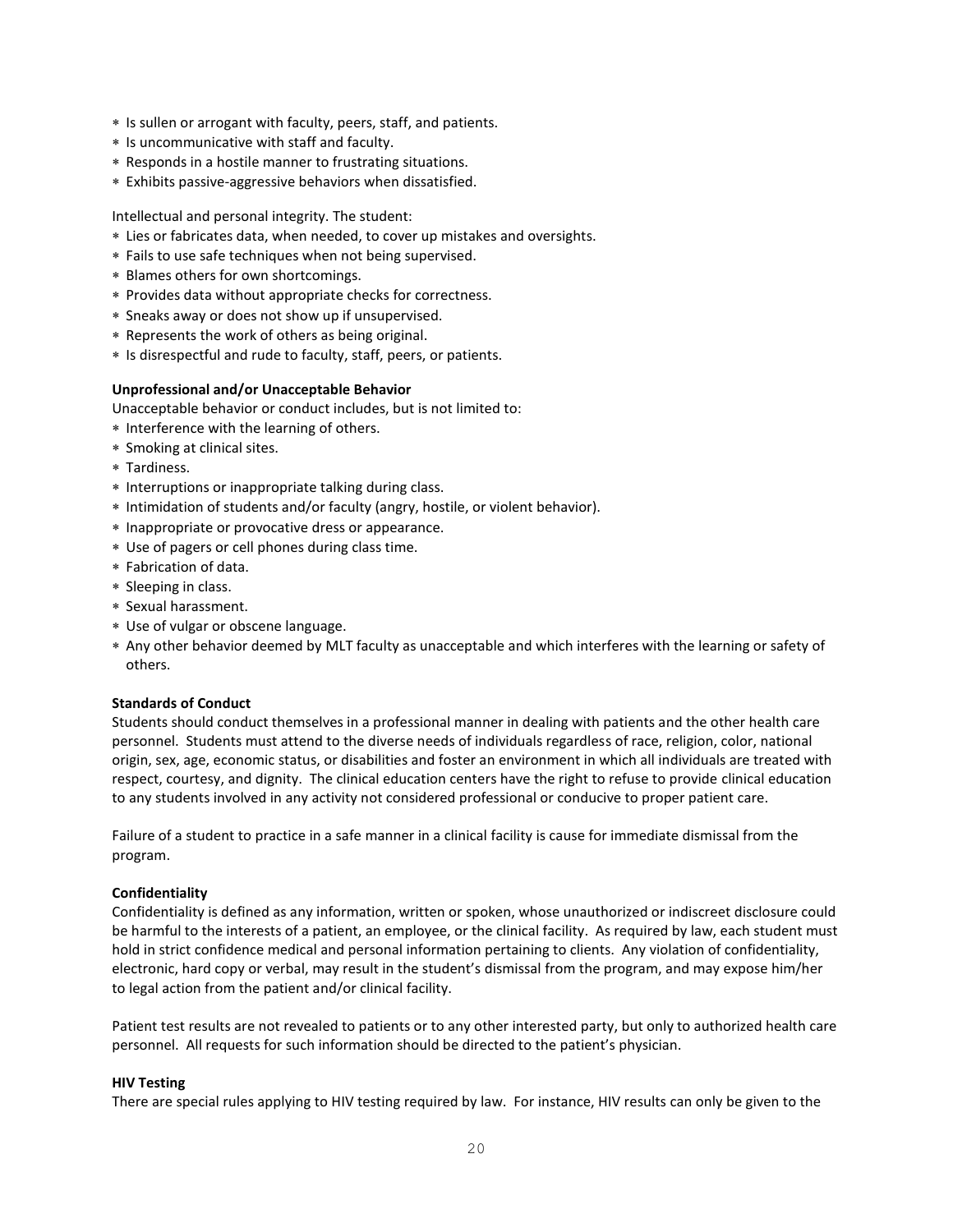* Is sullen or arrogant with faculty, peers, staff, and patients.
* Is uncommunicative with staff and faculty.
* Responds in a hostile manner to frustrating situations.
* Exhibits passive-aggressive behaviors when dissatisfied.

Intellectual and personal integrity. The student:

* Lies or fabricates data, when needed, to cover up mistakes and oversights.
* Fails to use safe techniques when not being supervised.
* Blames others for own shortcomings.
* Provides data without appropriate checks for correctness.
* Sneaks away or does not show up if unsupervised.
* Represents the work of others as being original.
* Is disrespectful and rude to faculty, staff, peers, or patients.

**Unprofessional and/or Unacceptable Behavior**

Unacceptable behavior or conduct includes, but is not limited to:

* Interference with the learning of others.
* Smoking at clinical sites.
* Tardiness.
* Interruptions or inappropriate talking during class.
* Intimidation of students and/or faculty (angry, hostile, or violent behavior).
* Inappropriate or provocative dress or appearance.
* Use of pagers or cell phones during class time.
* Fabrication of data.
* Sleeping in class.
* Sexual harassment.
* Use of vulgar or obscene language.
* Any other behavior deemed by MLT faculty as unacceptable and which interferes with the learning or safety of others.

**Standards of Conduct**

Students should conduct themselves in a professional manner in dealing with patients and the other health care personnel. Students must attend to the diverse needs of individuals regardless of race, religion, color, national origin, sex, age, economic status, or disabilities and foster an environment in which all individuals are treated with respect, courtesy, and dignity. The clinical education centers have the right to refuse to provide clinical education to any students involved in any activity not considered professional or conducive to proper patient care.

Failure of a student to practice in a safe manner in a clinical facility is cause for immediate dismissal from the program.

**Confidentiality**

Confidentiality is defined as any information, written or spoken, whose unauthorized or indiscreet disclosure could be harmful to the interests of a patient, an employee, or the clinical facility. As required by law, each student must hold in strict confidence medical and personal information pertaining to clients. Any violation of confidentiality, electronic, hard copy or verbal, may result in the student's dismissal from the program, and may expose him/her to legal action from the patient and/or clinical facility.

Patient test results are not revealed to patients or to any other interested party, but only to authorized health care personnel. All requests for such information should be directed to the patient's physician.

**HIV Testing**

There are special rules applying to HIV testing required by law. For instance, HIV results can only be given to the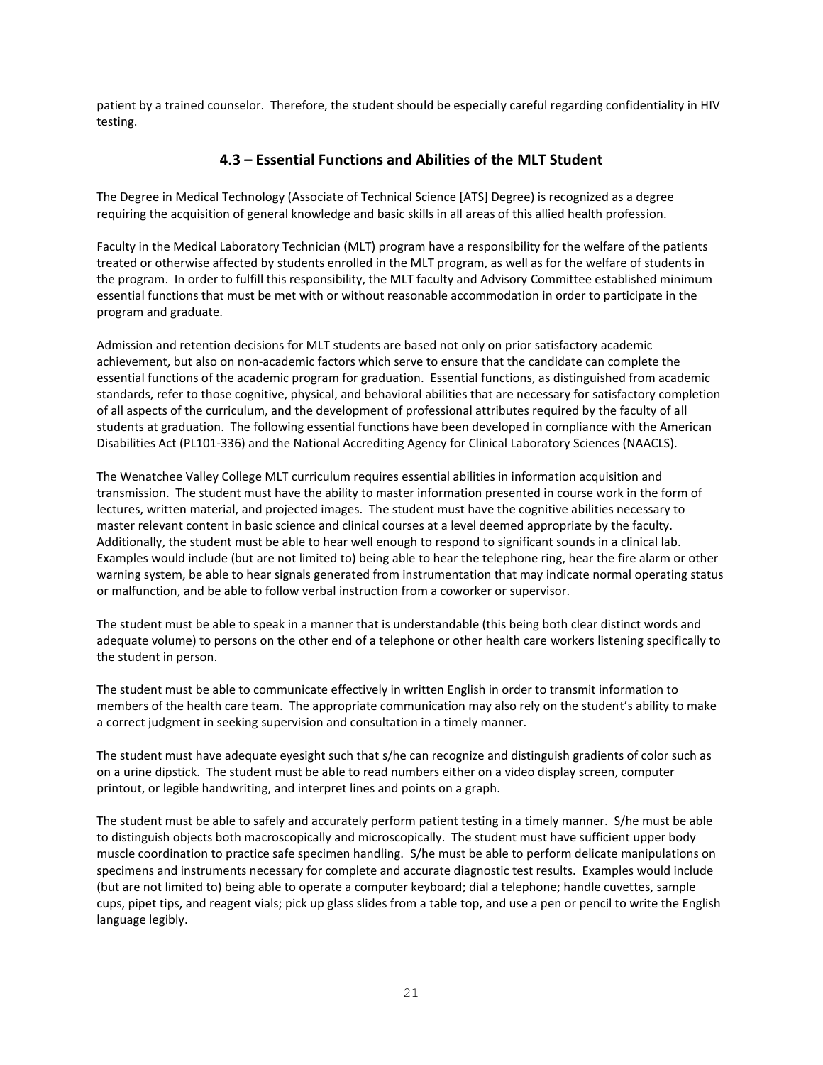patient by a trained counselor. Therefore, the student should be especially careful regarding confidentiality in HIV testing.

## 4.3 – Essential Functions and Abilities of the MLT Student

The Degree in Medical Technology (Associate of Technical Science [ATS] Degree) is recognized as a degree requiring the acquisition of general knowledge and basic skills in all areas of this allied health profession.

Faculty in the Medical Laboratory Technician (MLT) program have a responsibility for the welfare of the patients treated or otherwise affected by students enrolled in the MLT program, as well as for the welfare of students in the program. In order to fulfill this responsibility, the MLT faculty and Advisory Committee established minimum essential functions that must be met with or without reasonable accommodation in order to participate in the program and graduate.

Admission and retention decisions for MLT students are based not only on prior satisfactory academic achievement, but also on non-academic factors which serve to ensure that the candidate can complete the essential functions of the academic program for graduation. Essential functions, as distinguished from academic standards, refer to those cognitive, physical, and behavioral abilities that are necessary for satisfactory completion of all aspects of the curriculum, and the development of professional attributes required by the faculty of all students at graduation. The following essential functions have been developed in compliance with the American Disabilities Act (PL101-336) and the National Accrediting Agency for Clinical Laboratory Sciences (NAACLS).

The Wenatchee Valley College MLT curriculum requires essential abilities in information acquisition and transmission. The student must have the ability to master information presented in course work in the form of lectures, written material, and projected images. The student must have the cognitive abilities necessary to master relevant content in basic science and clinical courses at a level deemed appropriate by the faculty. Additionally, the student must be able to hear well enough to respond to significant sounds in a clinical lab. Examples would include (but are not limited to) being able to hear the telephone ring, hear the fire alarm or other warning system, be able to hear signals generated from instrumentation that may indicate normal operating status or malfunction, and be able to follow verbal instruction from a coworker or supervisor.

The student must be able to speak in a manner that is understandable (this being both clear distinct words and adequate volume) to persons on the other end of a telephone or other health care workers listening specifically to the student in person.

The student must be able to communicate effectively in written English in order to transmit information to members of the health care team. The appropriate communication may also rely on the student's ability to make a correct judgment in seeking supervision and consultation in a timely manner.

The student must have adequate eyesight such that s/he can recognize and distinguish gradients of color such as on a urine dipstick. The student must be able to read numbers either on a video display screen, computer printout, or legible handwriting, and interpret lines and points on a graph.

The student must be able to safely and accurately perform patient testing in a timely manner. S/he must be able to distinguish objects both macroscopically and microscopically. The student must have sufficient upper body muscle coordination to practice safe specimen handling. S/he must be able to perform delicate manipulations on specimens and instruments necessary for complete and accurate diagnostic test results. Examples would include (but are not limited to) being able to operate a computer keyboard; dial a telephone; handle cuvettes, sample cups, pipet tips, and reagent vials; pick up glass slides from a table top, and use a pen or pencil to write the English language legibly.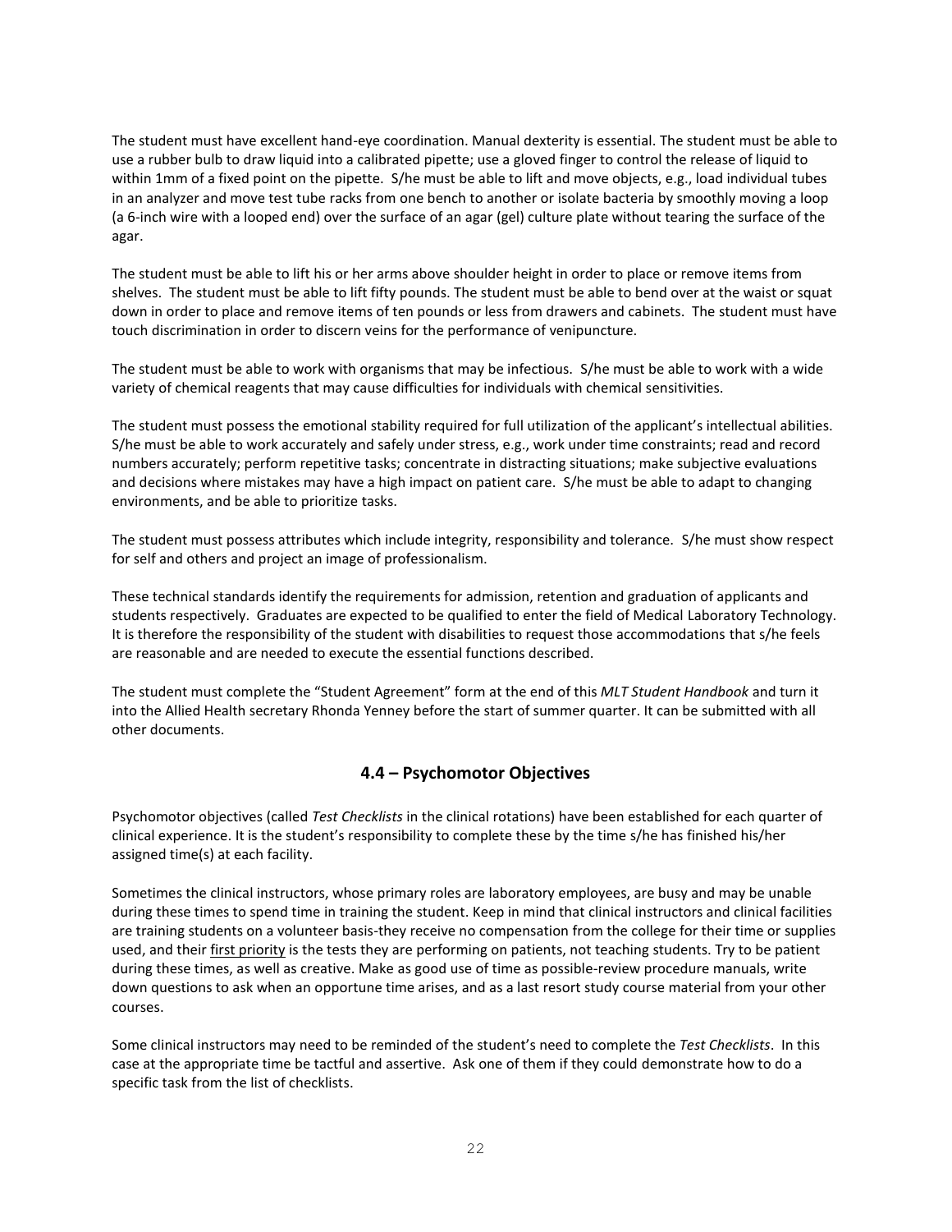The student must have excellent hand-eye coordination. Manual dexterity is essential. The student must be able to use a rubber bulb to draw liquid into a calibrated pipette; use a gloved finger to control the release of liquid to within 1mm of a fixed point on the pipette. S/he must be able to lift and move objects, e.g., load individual tubes in an analyzer and move test tube racks from one bench to another or isolate bacteria by smoothly moving a loop (a 6-inch wire with a looped end) over the surface of an agar (gel) culture plate without tearing the surface of the agar.

The student must be able to lift his or her arms above shoulder height in order to place or remove items from shelves. The student must be able to lift fifty pounds. The student must be able to bend over at the waist or squat down in order to place and remove items of ten pounds or less from drawers and cabinets. The student must have touch discrimination in order to discern veins for the performance of venipuncture.

The student must be able to work with organisms that may be infectious. S/he must be able to work with a wide variety of chemical reagents that may cause difficulties for individuals with chemical sensitivities.

The student must possess the emotional stability required for full utilization of the applicant's intellectual abilities. S/he must be able to work accurately and safely under stress, e.g., work under time constraints; read and record numbers accurately; perform repetitive tasks; concentrate in distracting situations; make subjective evaluations and decisions where mistakes may have a high impact on patient care. S/he must be able to adapt to changing environments, and be able to prioritize tasks.

The student must possess attributes which include integrity, responsibility and tolerance. S/he must show respect for self and others and project an image of professionalism.

These technical standards identify the requirements for admission, retention and graduation of applicants and students respectively. Graduates are expected to be qualified to enter the field of Medical Laboratory Technology. It is therefore the responsibility of the student with disabilities to request those accommodations that s/he feels are reasonable and are needed to execute the essential functions described.

The student must complete the "Student Agreement" form at the end of this *MLT Student Handbook* and turn it into the Allied Health secretary Rhonda Yenney before the start of summer quarter. It can be submitted with all other documents.

## 4.4 – Psychomotor Objectives

Psychomotor objectives (called *Test Checklists* in the clinical rotations) have been established for each quarter of clinical experience. It is the student's responsibility to complete these by the time s/he has finished his/her assigned time(s) at each facility.

Sometimes the clinical instructors, whose primary roles are laboratory employees, are busy and may be unable during these times to spend time in training the student. Keep in mind that clinical instructors and clinical facilities are training students on a volunteer basis-they receive no compensation from the college for their time or supplies used, and their first priority is the tests they are performing on patients, not teaching students. Try to be patient during these times, as well as creative. Make as good use of time as possible-review procedure manuals, write down questions to ask when an opportune time arises, and as a last resort study course material from your other courses.

Some clinical instructors may need to be reminded of the student's need to complete the *Test Checklists*. In this case at the appropriate time be tactful and assertive. Ask one of them if they could demonstrate how to do a specific task from the list of checklists.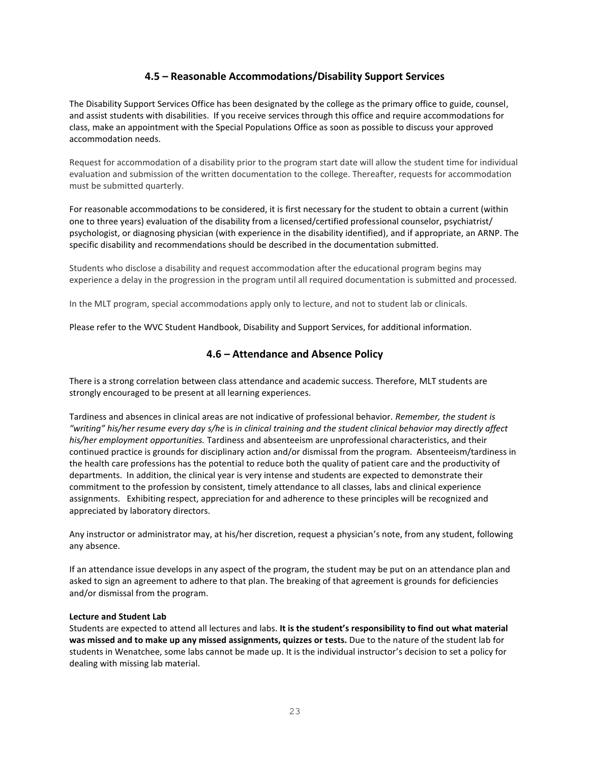## 4.5 – Reasonable Accommodations/Disability Support Services

The Disability Support Services Office has been designated by the college as the primary office to guide, counsel, and assist students with disabilities. If you receive services through this office and require accommodations for class, make an appointment with the Special Populations Office as soon as possible to discuss your approved accommodation needs.

Request for accommodation of a disability prior to the program start date will allow the student time for individual evaluation and submission of the written documentation to the college. Thereafter, requests for accommodation must be submitted quarterly.

For reasonable accommodations to be considered, it is first necessary for the student to obtain a current (within one to three years) evaluation of the disability from a licensed/certified professional counselor, psychiatrist/ psychologist, or diagnosing physician (with experience in the disability identified), and if appropriate, an ARNP. The specific disability and recommendations should be described in the documentation submitted.

Students who disclose a disability and request accommodation after the educational program begins may experience a delay in the progression in the program until all required documentation is submitted and processed.

In the MLT program, special accommodations apply only to lecture, and not to student lab or clinicals.

Please refer to the WVC Student Handbook, Disability and Support Services, for additional information.

## 4.6 – Attendance and Absence Policy

There is a strong correlation between class attendance and academic success. Therefore, MLT students are strongly encouraged to be present at all learning experiences.

Tardiness and absences in clinical areas are not indicative of professional behavior. *Remember, the student is "writing" his/her resume every day s/he* is *in clinical training and the student clinical behavior may directly affect his/her employment opportunities.* Tardiness and absenteeism are unprofessional characteristics, and their continued practice is grounds for disciplinary action and/or dismissal from the program. Absenteeism/tardiness in the health care professions has the potential to reduce both the quality of patient care and the productivity of departments. In addition, the clinical year is very intense and students are expected to demonstrate their commitment to the profession by consistent, timely attendance to all classes, labs and clinical experience assignments. Exhibiting respect, appreciation for and adherence to these principles will be recognized and appreciated by laboratory directors.

Any instructor or administrator may, at his/her discretion, request a physician's note, from any student, following any absence.

If an attendance issue develops in any aspect of the program, the student may be put on an attendance plan and asked to sign an agreement to adhere to that plan. The breaking of that agreement is grounds for deficiencies and/or dismissal from the program.

**Lecture and Student Lab**

Students are expected to attend all lectures and labs. **It is the student's responsibility to find out what material was missed and to make up any missed assignments, quizzes or tests.** Due to the nature of the student lab for students in Wenatchee, some labs cannot be made up. It is the individual instructor's decision to set a policy for dealing with missing lab material.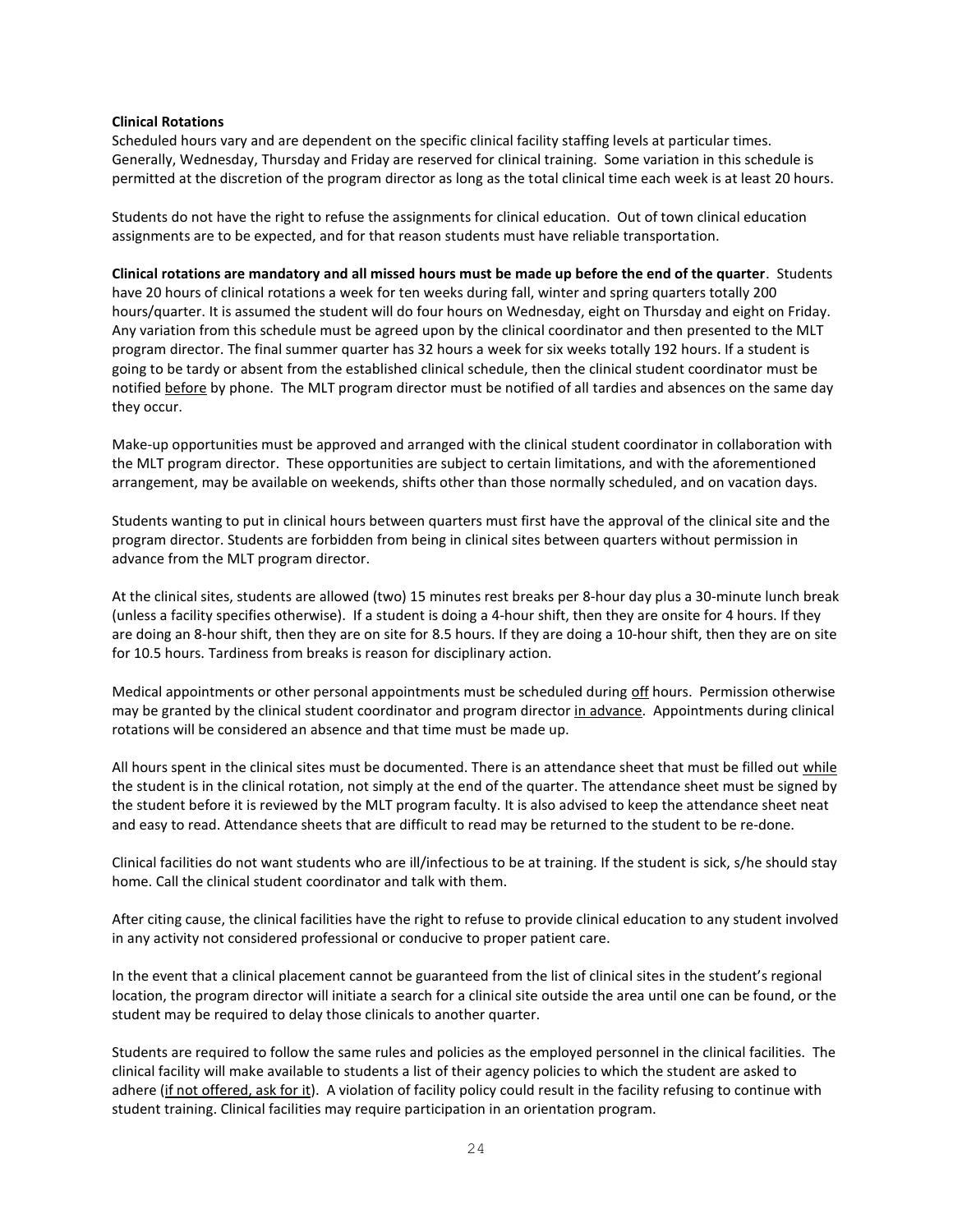**Clinical Rotations**

Scheduled hours vary and are dependent on the specific clinical facility staffing levels at particular times. Generally, Wednesday, Thursday and Friday are reserved for clinical training. Some variation in this schedule is permitted at the discretion of the program director as long as the total clinical time each week is at least 20 hours.

Students do not have the right to refuse the assignments for clinical education. Out of town clinical education assignments are to be expected, and for that reason students must have reliable transportation.

**Clinical rotations are mandatory and all missed hours must be made up before the end of the quarter**. Students have 20 hours of clinical rotations a week for ten weeks during fall, winter and spring quarters totally 200 hours/quarter. It is assumed the student will do four hours on Wednesday, eight on Thursday and eight on Friday. Any variation from this schedule must be agreed upon by the clinical coordinator and then presented to the MLT program director. The final summer quarter has 32 hours a week for six weeks totally 192 hours. If a student is going to be tardy or absent from the established clinical schedule, then the clinical student coordinator must be notified before by phone. The MLT program director must be notified of all tardies and absences on the same day they occur.

Make-up opportunities must be approved and arranged with the clinical student coordinator in collaboration with the MLT program director. These opportunities are subject to certain limitations, and with the aforementioned arrangement, may be available on weekends, shifts other than those normally scheduled, and on vacation days.

Students wanting to put in clinical hours between quarters must first have the approval of the clinical site and the program director. Students are forbidden from being in clinical sites between quarters without permission in advance from the MLT program director.

At the clinical sites, students are allowed (two) 15 minutes rest breaks per 8-hour day plus a 30-minute lunch break (unless a facility specifies otherwise). If a student is doing a 4-hour shift, then they are onsite for 4 hours. If they are doing an 8-hour shift, then they are on site for 8.5 hours. If they are doing a 10-hour shift, then they are on site for 10.5 hours. Tardiness from breaks is reason for disciplinary action.

Medical appointments or other personal appointments must be scheduled during off hours. Permission otherwise may be granted by the clinical student coordinator and program director in advance. Appointments during clinical rotations will be considered an absence and that time must be made up.

All hours spent in the clinical sites must be documented. There is an attendance sheet that must be filled out while the student is in the clinical rotation, not simply at the end of the quarter. The attendance sheet must be signed by the student before it is reviewed by the MLT program faculty. It is also advised to keep the attendance sheet neat and easy to read. Attendance sheets that are difficult to read may be returned to the student to be re-done.

Clinical facilities do not want students who are ill/infectious to be at training. If the student is sick, s/he should stay home. Call the clinical student coordinator and talk with them.

After citing cause, the clinical facilities have the right to refuse to provide clinical education to any student involved in any activity not considered professional or conducive to proper patient care.

In the event that a clinical placement cannot be guaranteed from the list of clinical sites in the student's regional location, the program director will initiate a search for a clinical site outside the area until one can be found, or the student may be required to delay those clinicals to another quarter.

Students are required to follow the same rules and policies as the employed personnel in the clinical facilities. The clinical facility will make available to students a list of their agency policies to which the student are asked to adhere (if not offered, ask for it). A violation of facility policy could result in the facility refusing to continue with student training. Clinical facilities may require participation in an orientation program.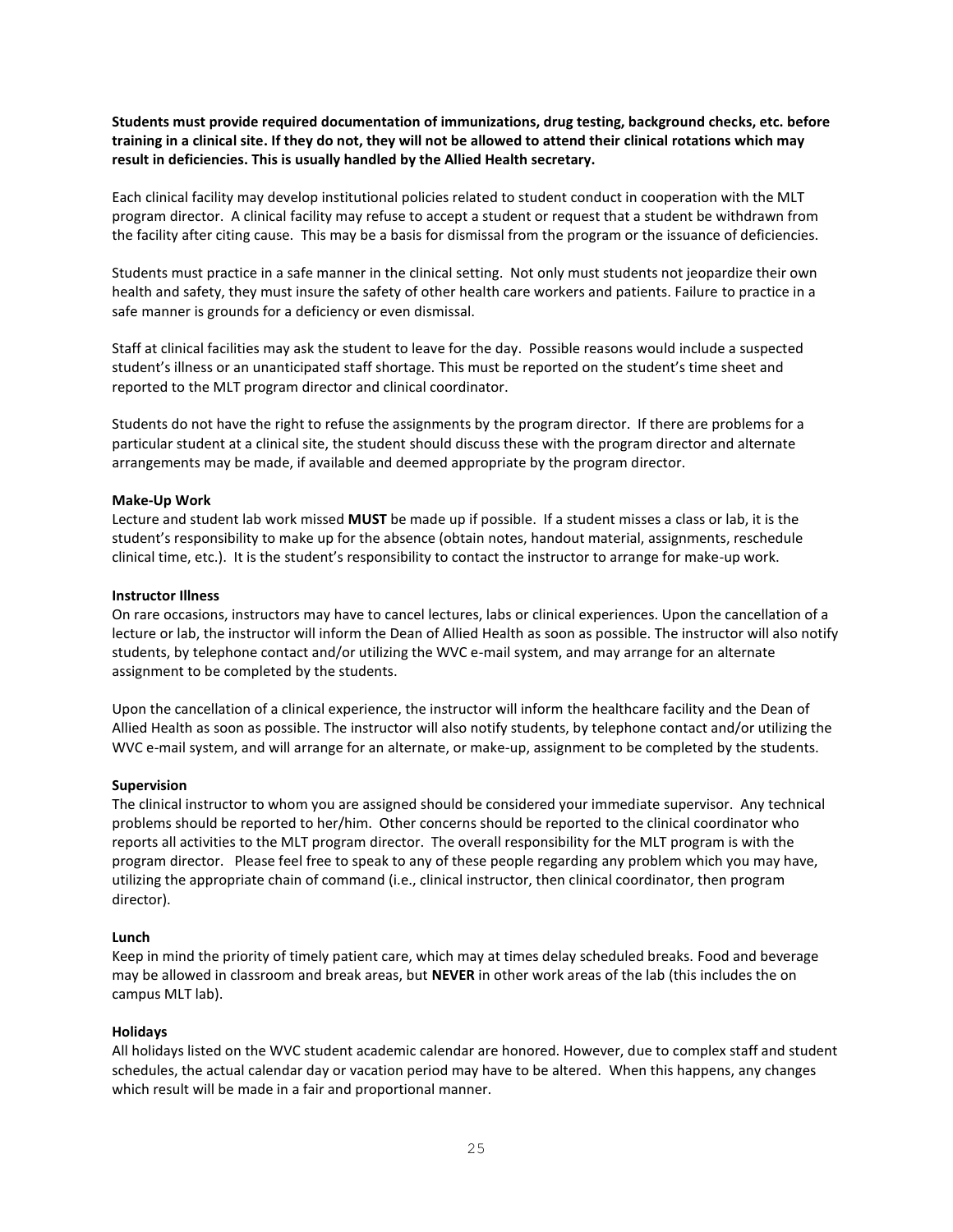**Students must provide required documentation of immunizations, drug testing, background checks, etc. before training in a clinical site. If they do not, they will not be allowed to attend their clinical rotations which may result in deficiencies. This is usually handled by the Allied Health secretary.**

Each clinical facility may develop institutional policies related to student conduct in cooperation with the MLT program director. A clinical facility may refuse to accept a student or request that a student be withdrawn from the facility after citing cause. This may be a basis for dismissal from the program or the issuance of deficiencies.

Students must practice in a safe manner in the clinical setting. Not only must students not jeopardize their own health and safety, they must insure the safety of other health care workers and patients. Failure to practice in a safe manner is grounds for a deficiency or even dismissal.

Staff at clinical facilities may ask the student to leave for the day. Possible reasons would include a suspected student's illness or an unanticipated staff shortage. This must be reported on the student's time sheet and reported to the MLT program director and clinical coordinator.

Students do not have the right to refuse the assignments by the program director. If there are problems for a particular student at a clinical site, the student should discuss these with the program director and alternate arrangements may be made, if available and deemed appropriate by the program director.

**Make-Up Work**

Lecture and student lab work missed **MUST** be made up if possible. If a student misses a class or lab, it is the student's responsibility to make up for the absence (obtain notes, handout material, assignments, reschedule clinical time, etc.). It is the student's responsibility to contact the instructor to arrange for make-up work.

**Instructor Illness**

On rare occasions, instructors may have to cancel lectures, labs or clinical experiences. Upon the cancellation of a lecture or lab, the instructor will inform the Dean of Allied Health as soon as possible. The instructor will also notify students, by telephone contact and/or utilizing the WVC e-mail system, and may arrange for an alternate assignment to be completed by the students.

Upon the cancellation of a clinical experience, the instructor will inform the healthcare facility and the Dean of Allied Health as soon as possible. The instructor will also notify students, by telephone contact and/or utilizing the WVC e-mail system, and will arrange for an alternate, or make-up, assignment to be completed by the students.

**Supervision**

The clinical instructor to whom you are assigned should be considered your immediate supervisor. Any technical problems should be reported to her/him. Other concerns should be reported to the clinical coordinator who reports all activities to the MLT program director. The overall responsibility for the MLT program is with the program director. Please feel free to speak to any of these people regarding any problem which you may have, utilizing the appropriate chain of command (i.e., clinical instructor, then clinical coordinator, then program director).

**Lunch**

Keep in mind the priority of timely patient care, which may at times delay scheduled breaks. Food and beverage may be allowed in classroom and break areas, but **NEVER** in other work areas of the lab (this includes the on campus MLT lab).

**Holidays**

All holidays listed on the WVC student academic calendar are honored. However, due to complex staff and student schedules, the actual calendar day or vacation period may have to be altered. When this happens, any changes which result will be made in a fair and proportional manner.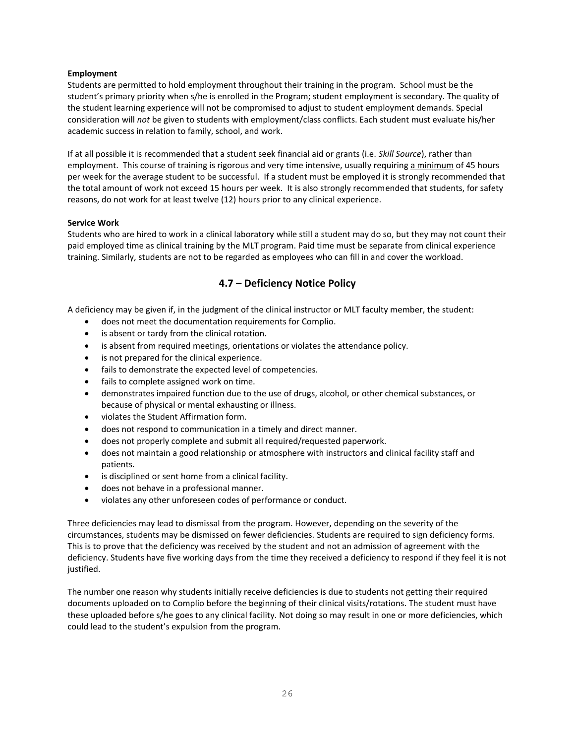**Employment**
Students are permitted to hold employment throughout their training in the program. School must be the student's primary priority when s/he is enrolled in the Program; student employment is secondary. The quality of the student learning experience will not be compromised to adjust to student employment demands. Special consideration will *not* be given to students with employment/class conflicts. Each student must evaluate his/her academic success in relation to family, school, and work.

If at all possible it is recommended that a student seek financial aid or grants (i.e. *Skill Source*), rather than employment. This course of training is rigorous and very time intensive, usually requiring <u>a minimum</u> of 45 hours per week for the average student to be successful. If a student must be employed it is strongly recommended that the total amount of work not exceed 15 hours per week. It is also strongly recommended that students, for safety reasons, do not work for at least twelve (12) hours prior to any clinical experience.

**Service Work**
Students who are hired to work in a clinical laboratory while still a student may do so, but they may not count their paid employed time as clinical training by the MLT program. Paid time must be separate from clinical experience training. Similarly, students are not to be regarded as employees who can fill in and cover the workload.

## 4.7 – Deficiency Notice Policy

A deficiency may be given if, in the judgment of the clinical instructor or MLT faculty member, the student:

- does not meet the documentation requirements for Complio.
- is absent or tardy from the clinical rotation.
- is absent from required meetings, orientations or violates the attendance policy.
- is not prepared for the clinical experience.
- fails to demonstrate the expected level of competencies.
- fails to complete assigned work on time.
- demonstrates impaired function due to the use of drugs, alcohol, or other chemical substances, or because of physical or mental exhausting or illness.
- violates the Student Affirmation form.
- does not respond to communication in a timely and direct manner.
- does not properly complete and submit all required/requested paperwork.
- does not maintain a good relationship or atmosphere with instructors and clinical facility staff and patients.
- is disciplined or sent home from a clinical facility.
- does not behave in a professional manner.
- violates any other unforeseen codes of performance or conduct.

Three deficiencies may lead to dismissal from the program. However, depending on the severity of the circumstances, students may be dismissed on fewer deficiencies. Students are required to sign deficiency forms. This is to prove that the deficiency was received by the student and not an admission of agreement with the deficiency. Students have five working days from the time they received a deficiency to respond if they feel it is not justified.

The number one reason why students initially receive deficiencies is due to students not getting their required documents uploaded on to Complio before the beginning of their clinical visits/rotations. The student must have these uploaded before s/he goes to any clinical facility. Not doing so may result in one or more deficiencies, which could lead to the student's expulsion from the program.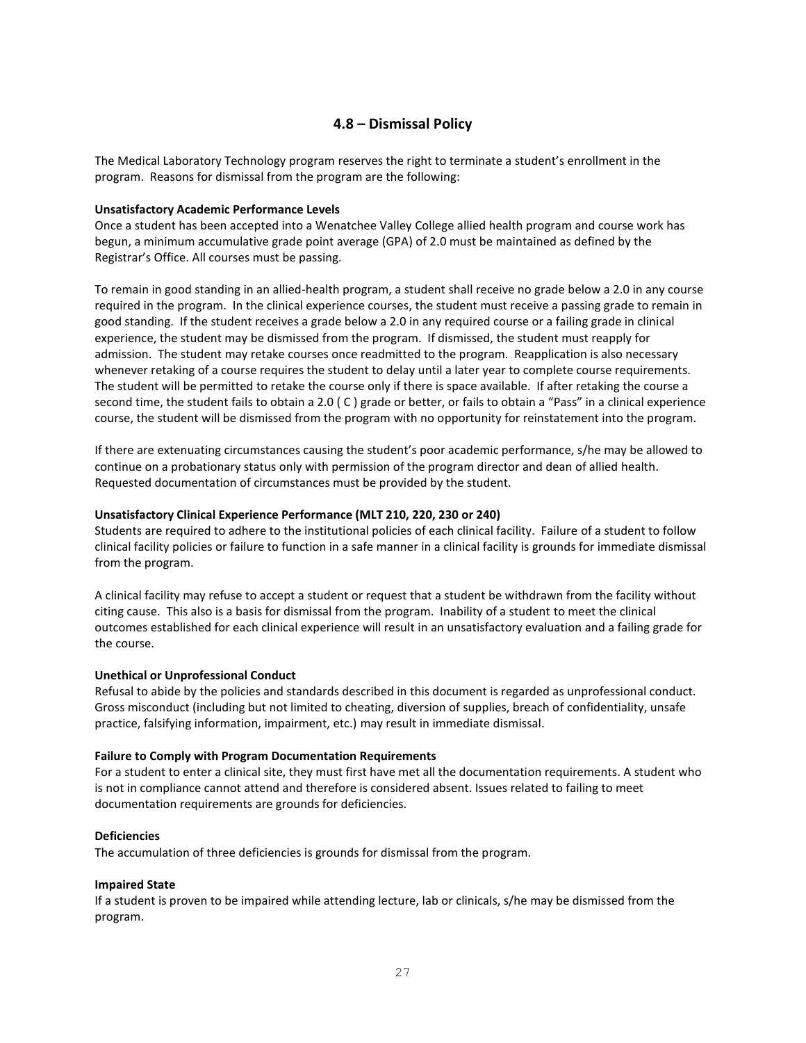## 4.8 – Dismissal Policy

The Medical Laboratory Technology program reserves the right to terminate a student's enrollment in the program. Reasons for dismissal from the program are the following:

**Unsatisfactory Academic Performance Levels**
Once a student has been accepted into a Wenatchee Valley College allied health program and course work has begun, a minimum accumulative grade point average (GPA) of 2.0 must be maintained as defined by the Registrar's Office. All courses must be passing.

To remain in good standing in an allied-health program, a student shall receive no grade below a 2.0 in any course required in the program. In the clinical experience courses, the student must receive a passing grade to remain in good standing. If the student receives a grade below a 2.0 in any required course or a failing grade in clinical experience, the student may be dismissed from the program. If dismissed, the student must reapply for admission. The student may retake courses once readmitted to the program. Reapplication is also necessary whenever retaking of a course requires the student to delay until a later year to complete course requirements. The student will be permitted to retake the course only if there is space available. If after retaking the course a second time, the student fails to obtain a 2.0 ( C ) grade or better, or fails to obtain a "Pass" in a clinical experience course, the student will be dismissed from the program with no opportunity for reinstatement into the program.

If there are extenuating circumstances causing the student's poor academic performance, s/he may be allowed to continue on a probationary status only with permission of the program director and dean of allied health. Requested documentation of circumstances must be provided by the student.

**Unsatisfactory Clinical Experience Performance (MLT 210, 220, 230 or 240)**
Students are required to adhere to the institutional policies of each clinical facility. Failure of a student to follow clinical facility policies or failure to function in a safe manner in a clinical facility is grounds for immediate dismissal from the program.

A clinical facility may refuse to accept a student or request that a student be withdrawn from the facility without citing cause. This also is a basis for dismissal from the program. Inability of a student to meet the clinical outcomes established for each clinical experience will result in an unsatisfactory evaluation and a failing grade for the course.

**Unethical or Unprofessional Conduct**
Refusal to abide by the policies and standards described in this document is regarded as unprofessional conduct. Gross misconduct (including but not limited to cheating, diversion of supplies, breach of confidentiality, unsafe practice, falsifying information, impairment, etc.) may result in immediate dismissal.

**Failure to Comply with Program Documentation Requirements**
For a student to enter a clinical site, they must first have met all the documentation requirements. A student who is not in compliance cannot attend and therefore is considered absent. Issues related to failing to meet documentation requirements are grounds for deficiencies.

**Deficiencies**
The accumulation of three deficiencies is grounds for dismissal from the program.

**Impaired State**
If a student is proven to be impaired while attending lecture, lab or clinicals, s/he may be dismissed from the program.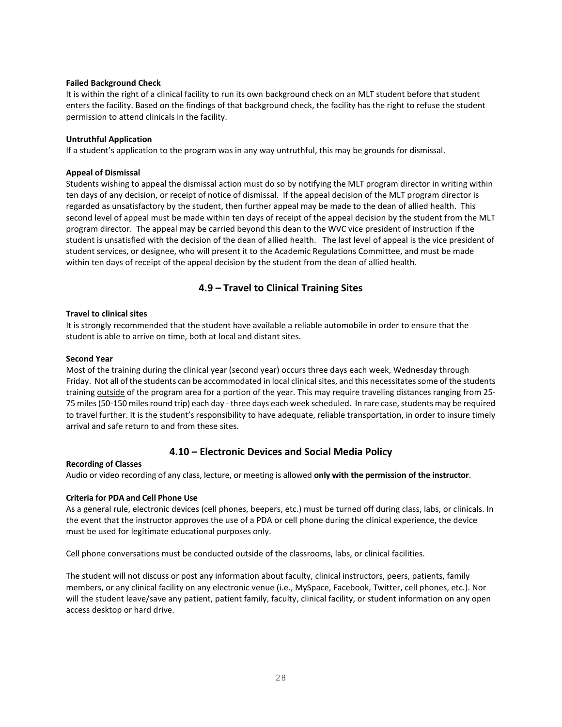**Failed Background Check**

It is within the right of a clinical facility to run its own background check on an MLT student before that student enters the facility. Based on the findings of that background check, the facility has the right to refuse the student permission to attend clinicals in the facility.

**Untruthful Application**

If a student's application to the program was in any way untruthful, this may be grounds for dismissal.

**Appeal of Dismissal**

Students wishing to appeal the dismissal action must do so by notifying the MLT program director in writing within ten days of any decision, or receipt of notice of dismissal. If the appeal decision of the MLT program director is regarded as unsatisfactory by the student, then further appeal may be made to the dean of allied health. This second level of appeal must be made within ten days of receipt of the appeal decision by the student from the MLT program director. The appeal may be carried beyond this dean to the WVC vice president of instruction if the student is unsatisfied with the decision of the dean of allied health. The last level of appeal is the vice president of student services, or designee, who will present it to the Academic Regulations Committee, and must be made within ten days of receipt of the appeal decision by the student from the dean of allied health.

## 4.9 – Travel to Clinical Training Sites

**Travel to clinical sites**

It is strongly recommended that the student have available a reliable automobile in order to ensure that the student is able to arrive on time, both at local and distant sites.

**Second Year**

Most of the training during the clinical year (second year) occurs three days each week, Wednesday through Friday. Not all of the students can be accommodated in local clinical sites, and this necessitates some of the students training <u>outside</u> of the program area for a portion of the year. This may require traveling distances ranging from 25-75 miles (50-150 miles round trip) each day - three days each week scheduled. In rare case, students may be required to travel further. It is the student's responsibility to have adequate, reliable transportation, in order to insure timely arrival and safe return to and from these sites.

## 4.10 – Electronic Devices and Social Media Policy

**Recording of Classes**

Audio or video recording of any class, lecture, or meeting is allowed **only with the permission of the instructor**.

**Criteria for PDA and Cell Phone Use**

As a general rule, electronic devices (cell phones, beepers, etc.) must be turned off during class, labs, or clinicals. In the event that the instructor approves the use of a PDA or cell phone during the clinical experience, the device must be used for legitimate educational purposes only.

Cell phone conversations must be conducted outside of the classrooms, labs, or clinical facilities.

The student will not discuss or post any information about faculty, clinical instructors, peers, patients, family members, or any clinical facility on any electronic venue (i.e., MySpace, Facebook, Twitter, cell phones, etc.). Nor will the student leave/save any patient, patient family, faculty, clinical facility, or student information on any open access desktop or hard drive.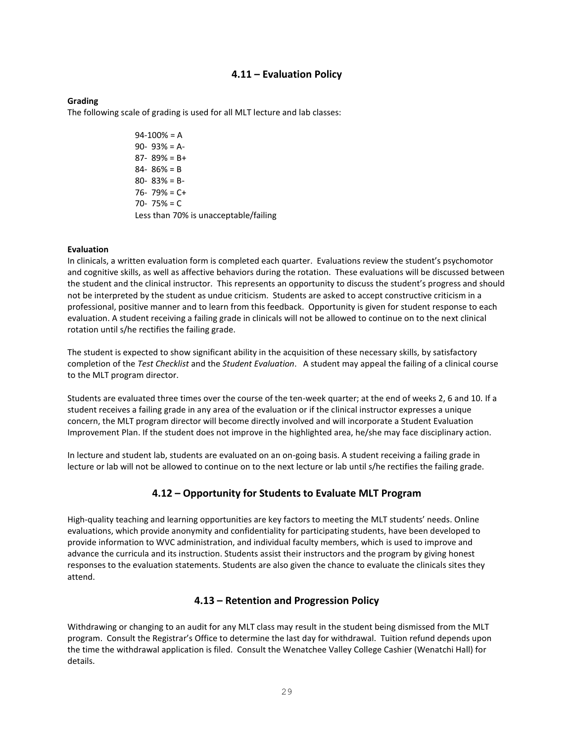## 4.11 – Evaluation Policy

**Grading**

The following scale of grading is used for all MLT lecture and lab classes:

94-100% = A
90- 93% = A-
87- 89% = B+
84- 86% = B
80- 83% = B-
76- 79% = C+
70- 75% = C
Less than 70% is unacceptable/failing

**Evaluation**

In clinicals, a written evaluation form is completed each quarter. Evaluations review the student's psychomotor and cognitive skills, as well as affective behaviors during the rotation. These evaluations will be discussed between the student and the clinical instructor. This represents an opportunity to discuss the student's progress and should not be interpreted by the student as undue criticism. Students are asked to accept constructive criticism in a professional, positive manner and to learn from this feedback. Opportunity is given for student response to each evaluation. A student receiving a failing grade in clinicals will not be allowed to continue on to the next clinical rotation until s/he rectifies the failing grade.

The student is expected to show significant ability in the acquisition of these necessary skills, by satisfactory completion of the *Test Checklist* and the *Student Evaluation*. A student may appeal the failing of a clinical course to the MLT program director.

Students are evaluated three times over the course of the ten-week quarter; at the end of weeks 2, 6 and 10. If a student receives a failing grade in any area of the evaluation or if the clinical instructor expresses a unique concern, the MLT program director will become directly involved and will incorporate a Student Evaluation Improvement Plan. If the student does not improve in the highlighted area, he/she may face disciplinary action.

In lecture and student lab, students are evaluated on an on-going basis. A student receiving a failing grade in lecture or lab will not be allowed to continue on to the next lecture or lab until s/he rectifies the failing grade.

## 4.12 – Opportunity for Students to Evaluate MLT Program

High-quality teaching and learning opportunities are key factors to meeting the MLT students' needs. Online evaluations, which provide anonymity and confidentiality for participating students, have been developed to provide information to WVC administration, and individual faculty members, which is used to improve and advance the curricula and its instruction. Students assist their instructors and the program by giving honest responses to the evaluation statements. Students are also given the chance to evaluate the clinicals sites they attend.

## 4.13 – Retention and Progression Policy

Withdrawing or changing to an audit for any MLT class may result in the student being dismissed from the MLT program. Consult the Registrar's Office to determine the last day for withdrawal. Tuition refund depends upon the time the withdrawal application is filed. Consult the Wenatchee Valley College Cashier (Wenatchi Hall) for details.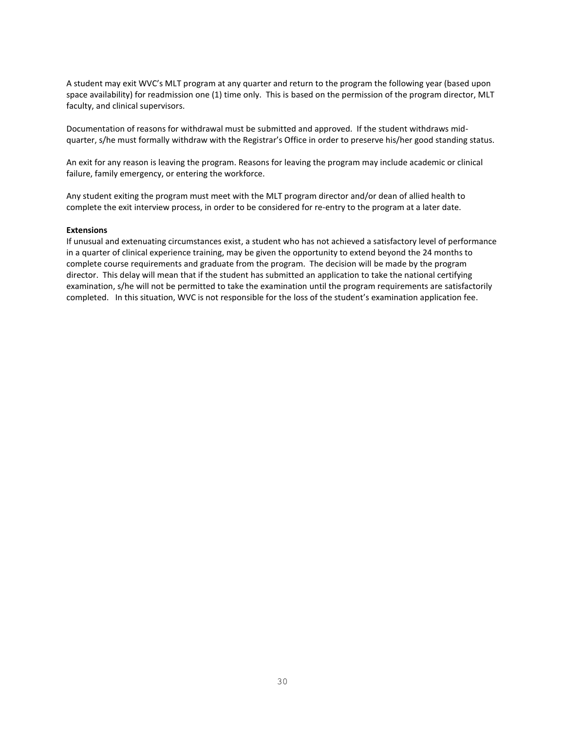A student may exit WVC's MLT program at any quarter and return to the program the following year (based upon space availability) for readmission one (1) time only. This is based on the permission of the program director, MLT faculty, and clinical supervisors.

Documentation of reasons for withdrawal must be submitted and approved. If the student withdraws mid-quarter, s/he must formally withdraw with the Registrar's Office in order to preserve his/her good standing status.

An exit for any reason is leaving the program. Reasons for leaving the program may include academic or clinical failure, family emergency, or entering the workforce.

Any student exiting the program must meet with the MLT program director and/or dean of allied health to complete the exit interview process, in order to be considered for re-entry to the program at a later date.

**Extensions**

If unusual and extenuating circumstances exist, a student who has not achieved a satisfactory level of performance in a quarter of clinical experience training, may be given the opportunity to extend beyond the 24 months to complete course requirements and graduate from the program. The decision will be made by the program director. This delay will mean that if the student has submitted an application to take the national certifying examination, s/he will not be permitted to take the examination until the program requirements are satisfactorily completed. In this situation, WVC is not responsible for the loss of the student's examination application fee.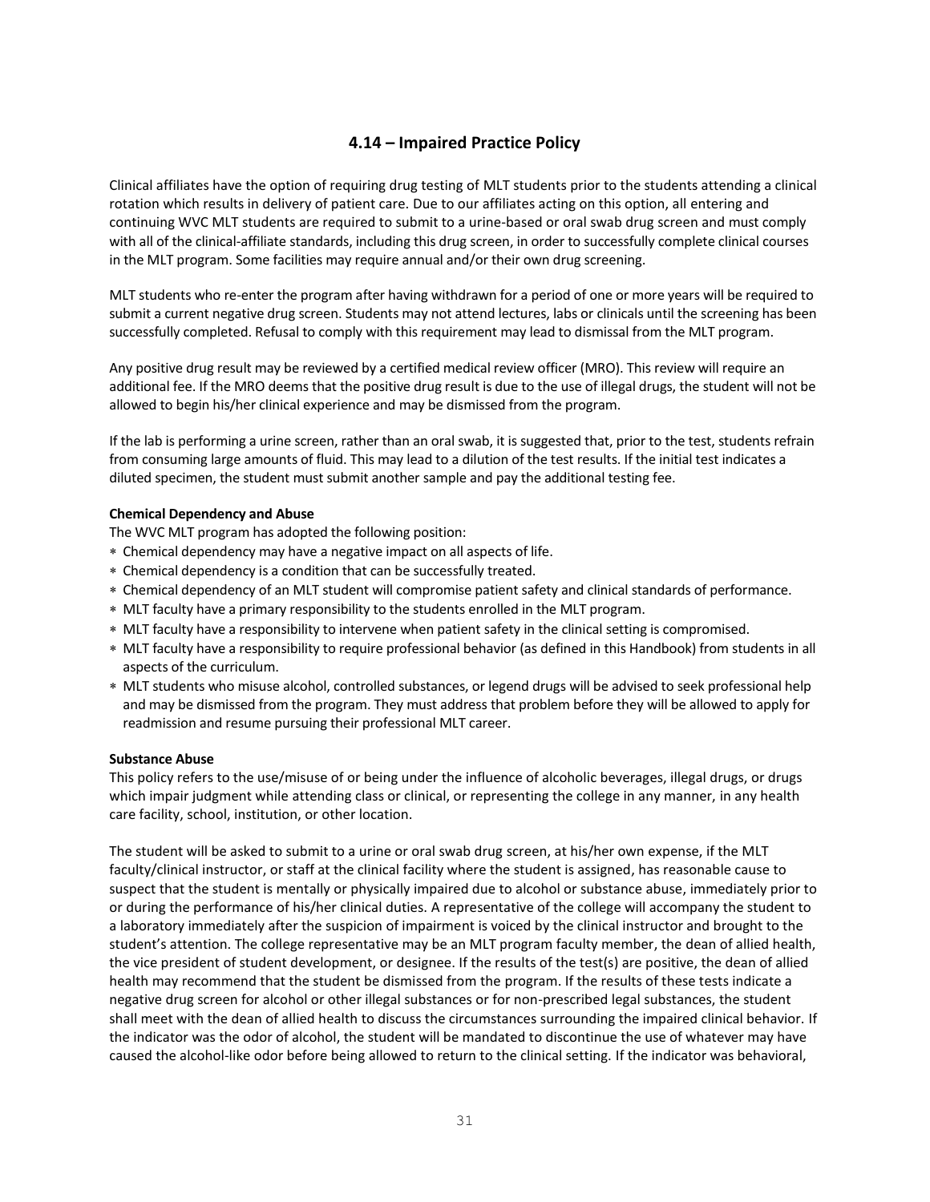## 4.14 – Impaired Practice Policy

Clinical affiliates have the option of requiring drug testing of MLT students prior to the students attending a clinical rotation which results in delivery of patient care. Due to our affiliates acting on this option, all entering and continuing WVC MLT students are required to submit to a urine-based or oral swab drug screen and must comply with all of the clinical-affiliate standards, including this drug screen, in order to successfully complete clinical courses in the MLT program. Some facilities may require annual and/or their own drug screening.

MLT students who re-enter the program after having withdrawn for a period of one or more years will be required to submit a current negative drug screen. Students may not attend lectures, labs or clinicals until the screening has been successfully completed. Refusal to comply with this requirement may lead to dismissal from the MLT program.

Any positive drug result may be reviewed by a certified medical review officer (MRO). This review will require an additional fee. If the MRO deems that the positive drug result is due to the use of illegal drugs, the student will not be allowed to begin his/her clinical experience and may be dismissed from the program.

If the lab is performing a urine screen, rather than an oral swab, it is suggested that, prior to the test, students refrain from consuming large amounts of fluid. This may lead to a dilution of the test results. If the initial test indicates a diluted specimen, the student must submit another sample and pay the additional testing fee.

**Chemical Dependency and Abuse**

The WVC MLT program has adopted the following position:

- Chemical dependency may have a negative impact on all aspects of life.
- Chemical dependency is a condition that can be successfully treated.
- Chemical dependency of an MLT student will compromise patient safety and clinical standards of performance.
- MLT faculty have a primary responsibility to the students enrolled in the MLT program.
- MLT faculty have a responsibility to intervene when patient safety in the clinical setting is compromised.
- MLT faculty have a responsibility to require professional behavior (as defined in this Handbook) from students in all aspects of the curriculum.
- MLT students who misuse alcohol, controlled substances, or legend drugs will be advised to seek professional help and may be dismissed from the program. They must address that problem before they will be allowed to apply for readmission and resume pursuing their professional MLT career.

**Substance Abuse**

This policy refers to the use/misuse of or being under the influence of alcoholic beverages, illegal drugs, or drugs which impair judgment while attending class or clinical, or representing the college in any manner, in any health care facility, school, institution, or other location.

The student will be asked to submit to a urine or oral swab drug screen, at his/her own expense, if the MLT faculty/clinical instructor, or staff at the clinical facility where the student is assigned, has reasonable cause to suspect that the student is mentally or physically impaired due to alcohol or substance abuse, immediately prior to or during the performance of his/her clinical duties. A representative of the college will accompany the student to a laboratory immediately after the suspicion of impairment is voiced by the clinical instructor and brought to the student's attention. The college representative may be an MLT program faculty member, the dean of allied health, the vice president of student development, or designee. If the results of the test(s) are positive, the dean of allied health may recommend that the student be dismissed from the program. If the results of these tests indicate a negative drug screen for alcohol or other illegal substances or for non-prescribed legal substances, the student shall meet with the dean of allied health to discuss the circumstances surrounding the impaired clinical behavior. If the indicator was the odor of alcohol, the student will be mandated to discontinue the use of whatever may have caused the alcohol-like odor before being allowed to return to the clinical setting. If the indicator was behavioral,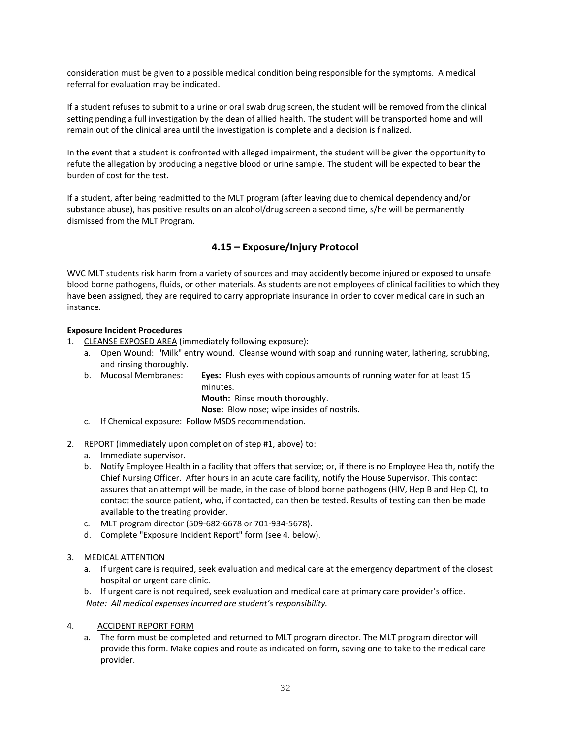consideration must be given to a possible medical condition being responsible for the symptoms. A medical referral for evaluation may be indicated.

If a student refuses to submit to a urine or oral swab drug screen, the student will be removed from the clinical setting pending a full investigation by the dean of allied health. The student will be transported home and will remain out of the clinical area until the investigation is complete and a decision is finalized.

In the event that a student is confronted with alleged impairment, the student will be given the opportunity to refute the allegation by producing a negative blood or urine sample. The student will be expected to bear the burden of cost for the test.

If a student, after being readmitted to the MLT program (after leaving due to chemical dependency and/or substance abuse), has positive results on an alcohol/drug screen a second time, s/he will be permanently dismissed from the MLT Program.

## 4.15 – Exposure/Injury Protocol

WVC MLT students risk harm from a variety of sources and may accidently become injured or exposed to unsafe blood borne pathogens, fluids, or other materials. As students are not employees of clinical facilities to which they have been assigned, they are required to carry appropriate insurance in order to cover medical care in such an instance.

**Exposure Incident Procedures**

1. CLEANSE EXPOSED AREA (immediately following exposure):
   a. Open Wound: "Milk" entry wound. Cleanse wound with soap and running water, lathering, scrubbing, and rinsing thoroughly.
   b. Mucosal Membranes: **Eyes:** Flush eyes with copious amounts of running water for at least 15 minutes.
      **Mouth:** Rinse mouth thoroughly.
      **Nose:** Blow nose; wipe insides of nostrils.
   c. If Chemical exposure: Follow MSDS recommendation.

2. REPORT (immediately upon completion of step #1, above) to:
   a. Immediate supervisor.
   b. Notify Employee Health in a facility that offers that service; or, if there is no Employee Health, notify the Chief Nursing Officer. After hours in an acute care facility, notify the House Supervisor. This contact assures that an attempt will be made, in the case of blood borne pathogens (HIV, Hep B and Hep C), to contact the source patient, who, if contacted, can then be tested. Results of testing can then be made available to the treating provider.
   c. MLT program director (509-682-6678 or 701-934-5678).
   d. Complete "Exposure Incident Report" form (see 4. below).

3. MEDICAL ATTENTION
   a. If urgent care is required, seek evaluation and medical care at the emergency department of the closest hospital or urgent care clinic.
   b. If urgent care is not required, seek evaluation and medical care at primary care provider's office.

   *Note: All medical expenses incurred are student's responsibility.*

4. ACCIDENT REPORT FORM
   a. The form must be completed and returned to MLT program director. The MLT program director will provide this form. Make copies and route as indicated on form, saving one to take to the medical care provider.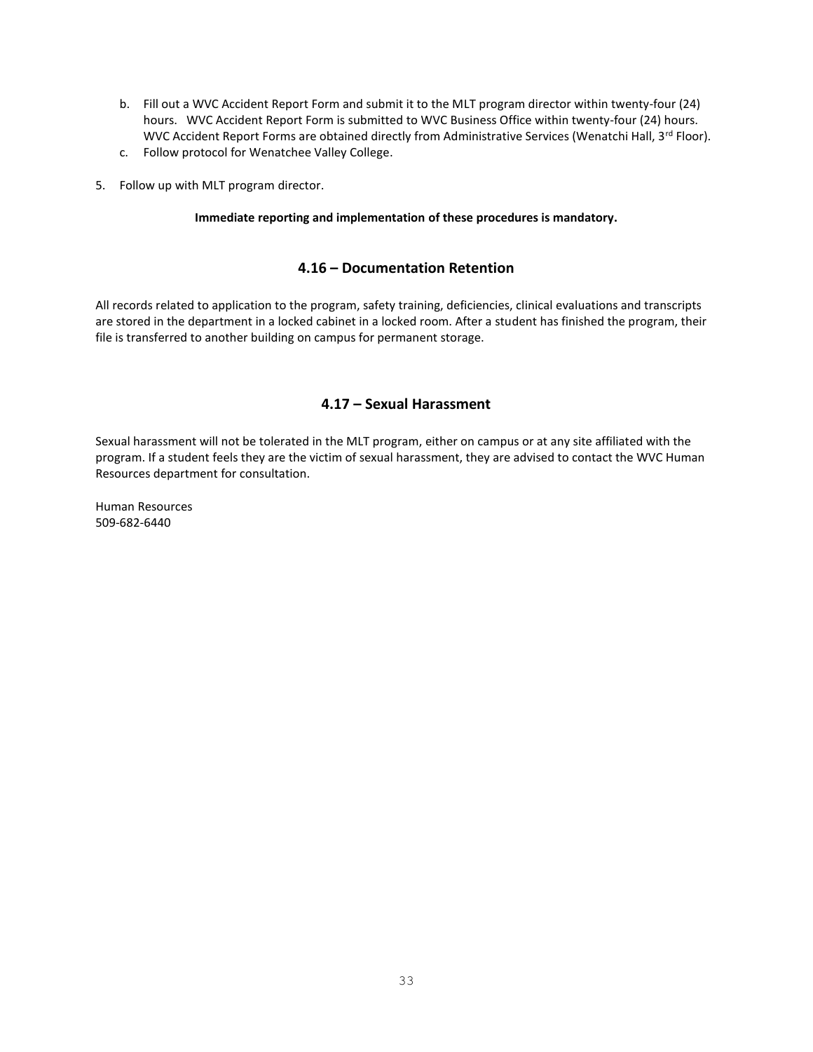b. Fill out a WVC Accident Report Form and submit it to the MLT program director within twenty-four (24) hours. WVC Accident Report Form is submitted to WVC Business Office within twenty-four (24) hours. WVC Accident Report Forms are obtained directly from Administrative Services (Wenatchi Hall, 3rd Floor).
c. Follow protocol for Wenatchee Valley College.

5. Follow up with MLT program director.

**Immediate reporting and implementation of these procedures is mandatory.**

## 4.16 – Documentation Retention

All records related to application to the program, safety training, deficiencies, clinical evaluations and transcripts are stored in the department in a locked cabinet in a locked room. After a student has finished the program, their file is transferred to another building on campus for permanent storage.

## 4.17 – Sexual Harassment

Sexual harassment will not be tolerated in the MLT program, either on campus or at any site affiliated with the program. If a student feels they are the victim of sexual harassment, they are advised to contact the WVC Human Resources department for consultation.

Human Resources
509-682-6440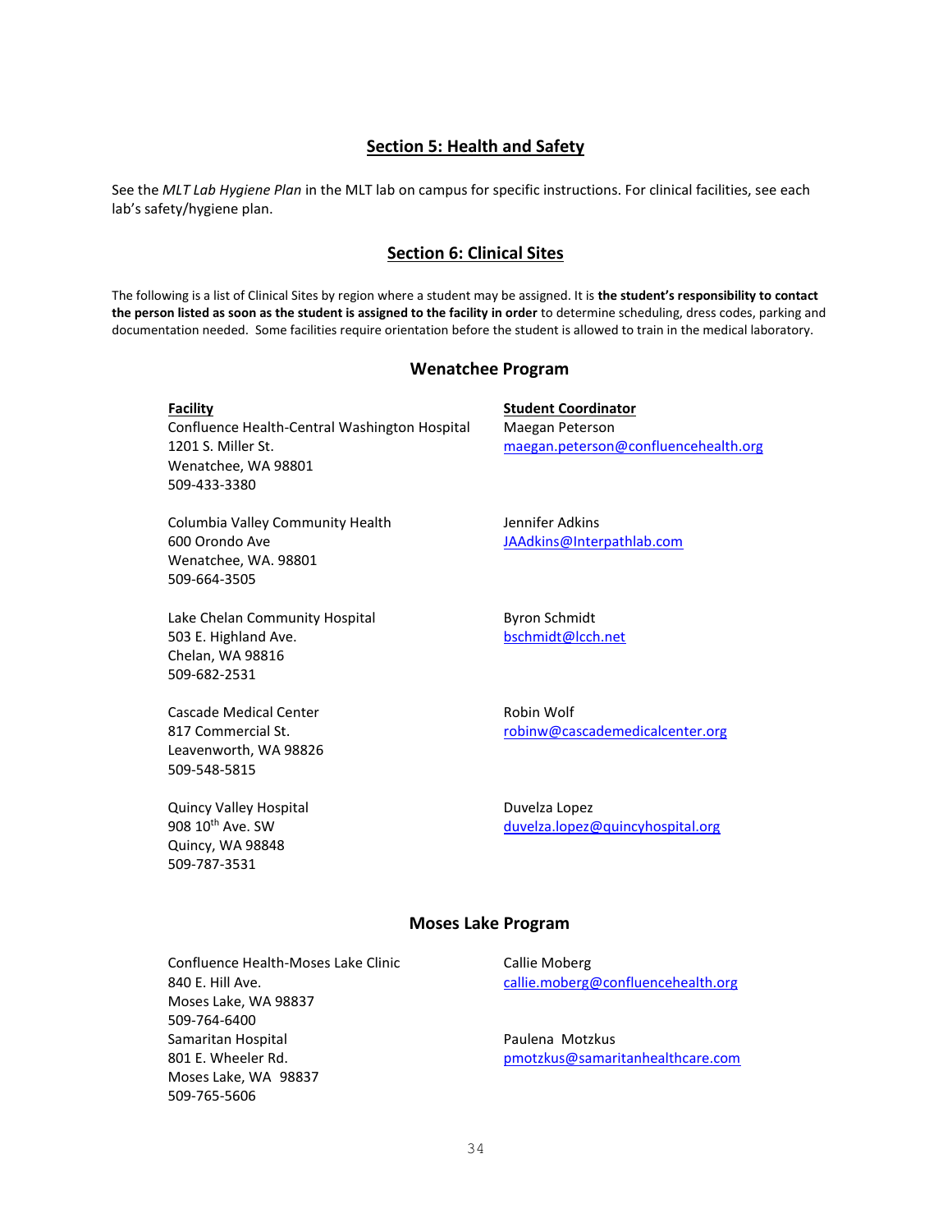## Section 5: Health and Safety

See the *MLT Lab Hygiene Plan* in the MLT lab on campus for specific instructions. For clinical facilities, see each lab's safety/hygiene plan.

## Section 6: Clinical Sites

The following is a list of Clinical Sites by region where a student may be assigned. It is **the student's responsibility to contact the person listed as soon as the student is assigned to the facility in order** to determine scheduling, dress codes, parking and documentation needed. Some facilities require orientation before the student is allowed to train in the medical laboratory.

### Wenatchee Program

| Facility | Student Coordinator |
| --- | --- |
| Confluence Health-Central Washington Hospital<br>1201 S. Miller St.<br>Wenatchee, WA 98801<br>509-433-3380 | Maegan Peterson<br>maegan.peterson@confluencehealth.org |
| Columbia Valley Community Health<br>600 Orondo Ave<br>Wenatchee, WA. 98801<br>509-664-3505 | Jennifer Adkins<br>JAAdkins@Interpathlab.com |
| Lake Chelan Community Hospital<br>503 E. Highland Ave.<br>Chelan, WA 98816<br>509-682-2531 | Byron Schmidt<br>bschmidt@lcch.net |
| Cascade Medical Center<br>817 Commercial St.<br>Leavenworth, WA 98826<br>509-548-5815 | Robin Wolf<br>robinw@cascademedicalcenter.org |
| Quincy Valley Hospital<br>908 10th Ave. SW<br>Quincy, WA 98848<br>509-787-3531 | Duvelza Lopez<br>duvelza.lopez@quincyhospital.org |

### Moses Lake Program

| Facility | Student Coordinator |
| --- | --- |
| Confluence Health-Moses Lake Clinic<br>840 E. Hill Ave.<br>Moses Lake, WA 98837<br>509-764-6400 | Callie Moberg<br>callie.moberg@confluencehealth.org |
| Samaritan Hospital<br>801 E. Wheeler Rd.<br>Moses Lake, WA 98837<br>509-765-5606 | Paulena Motzkus<br>pmotzkus@samaritanhealthcare.com |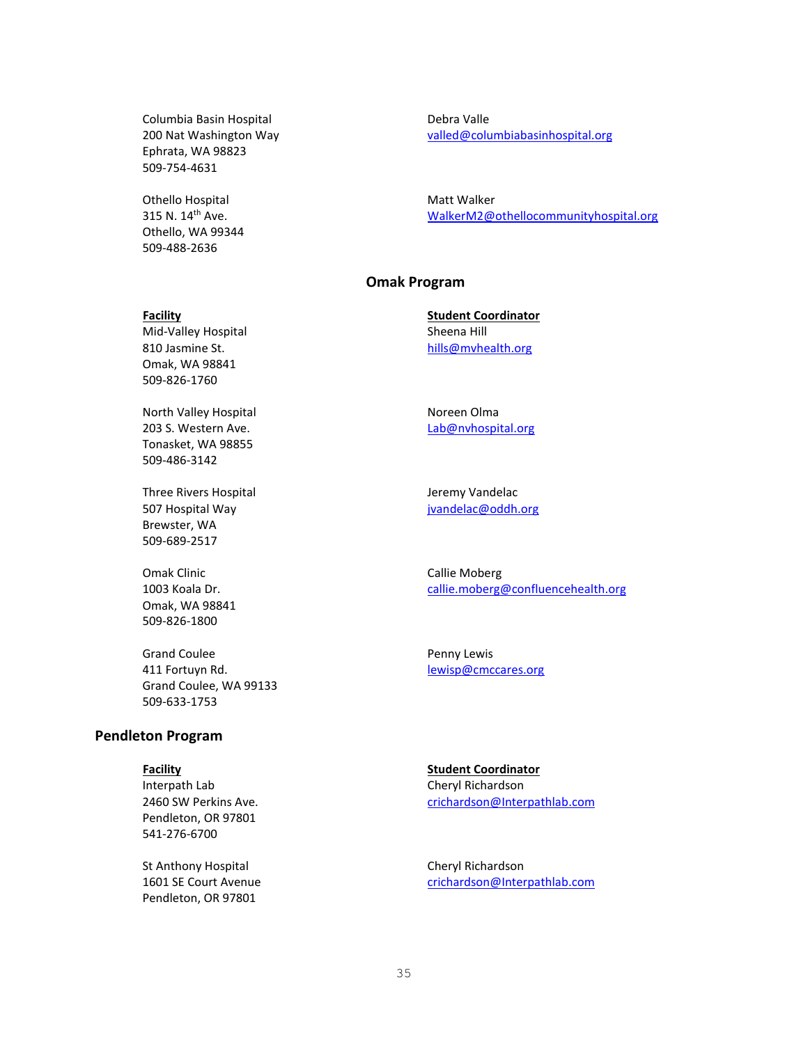| | |
|---|---|
| Columbia Basin Hospital<br>200 Nat Washington Way<br>Ephrata, WA 98823<br>509-754-4631 | Debra Valle<br>valled@columbiabasinhospital.org |
| Othello Hospital<br>315 N. 14th Ave.<br>Othello, WA 99344<br>509-488-2636 | Matt Walker<br>WalkerM2@othellocommunityhospital.org |

## Omak Program

| Facility | Student Coordinator |
|---|---|
| Mid-Valley Hospital<br>810 Jasmine St.<br>Omak, WA 98841<br>509-826-1760 | Sheena Hill<br>hills@mvhealth.org |
| North Valley Hospital<br>203 S. Western Ave.<br>Tonasket, WA 98855<br>509-486-3142 | Noreen Olma<br>Lab@nvhospital.org |
| Three Rivers Hospital<br>507 Hospital Way<br>Brewster, WA<br>509-689-2517 | Jeremy Vandelac<br>jvandelac@oddh.org |
| Omak Clinic<br>1003 Koala Dr.<br>Omak, WA 98841<br>509-826-1800 | Callie Moberg<br>callie.moberg@confluencehealth.org |
| Grand Coulee<br>411 Fortuyn Rd.<br>Grand Coulee, WA 99133<br>509-633-1753 | Penny Lewis<br>lewisp@cmccares.org |

## Pendleton Program

| Facility | Student Coordinator |
|---|---|
| Interpath Lab<br>2460 SW Perkins Ave.<br>Pendleton, OR 97801<br>541-276-6700 | Cheryl Richardson<br>crichardson@Interpathlab.com |
| St Anthony Hospital<br>1601 SE Court Avenue<br>Pendleton, OR 97801 | Cheryl Richardson<br>crichardson@Interpathlab.com |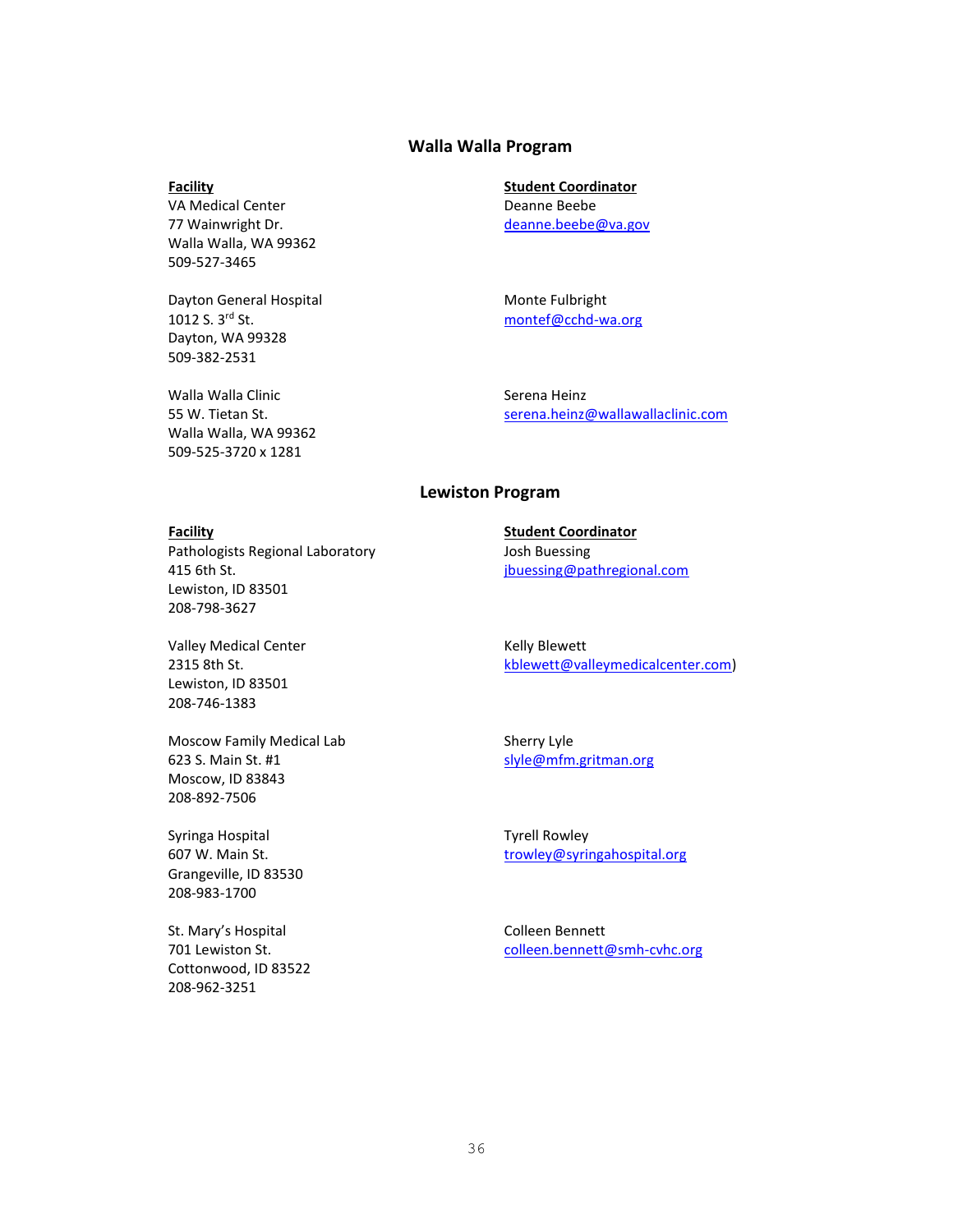## Walla Walla Program

| Facility | Student Coordinator |
|---|---|
| VA Medical Center<br>77 Wainwright Dr.<br>Walla Walla, WA 99362<br>509-527-3465 | Deanne Beebe<br>deanne.beebe@va.gov |
| Dayton General Hospital<br>1012 S. 3rd St.<br>Dayton, WA 99328<br>509-382-2531 | Monte Fulbright<br>montef@cchd-wa.org |
| Walla Walla Clinic<br>55 W. Tietan St.<br>Walla Walla, WA 99362<br>509-525-3720 x 1281 | Serena Heinz<br>serena.heinz@wallawallaclinic.com |

## Lewiston Program

| Facility | Student Coordinator |
|---|---|
| Pathologists Regional Laboratory<br>415 6th St.<br>Lewiston, ID 83501<br>208-798-3627 | Josh Buessing<br>jbuessing@pathregional.com |
| Valley Medical Center<br>2315 8th St.<br>Lewiston, ID 83501<br>208-746-1383 | Kelly Blewett<br>kblewett@valleymedicalcenter.com) |
| Moscow Family Medical Lab<br>623 S. Main St. #1<br>Moscow, ID 83843<br>208-892-7506 | Sherry Lyle<br>slyle@mfm.gritman.org |
| Syringa Hospital<br>607 W. Main St.<br>Grangeville, ID 83530<br>208-983-1700 | Tyrell Rowley<br>trowley@syringahospital.org |
| St. Mary's Hospital<br>701 Lewiston St.<br>Cottonwood, ID 83522<br>208-962-3251 | Colleen Bennett<br>colleen.bennett@smh-cvhc.org |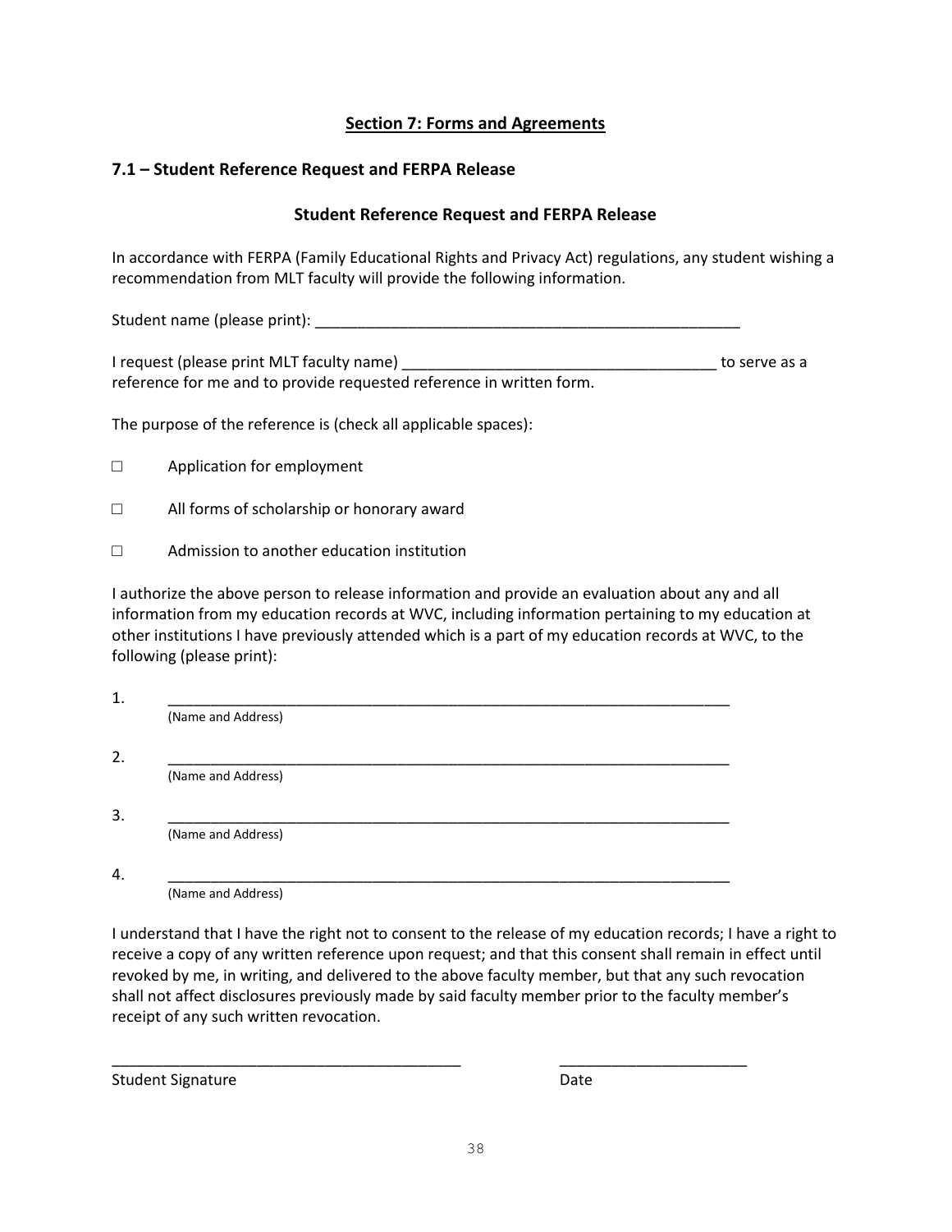## Section 7: Forms and Agreements

### 7.1 – Student Reference Request and FERPA Release

### Student Reference Request and FERPA Release

In accordance with FERPA (Family Educational Rights and Privacy Act) regulations, any student wishing a recommendation from MLT faculty will provide the following information.

Student name (please print): ____________________________________________________

I request (please print MLT faculty name) _____________________________________ to serve as a reference for me and to provide requested reference in written form.

The purpose of the reference is (check all applicable spaces):

☐ Application for employment

☐ All forms of scholarship or honorary award

☐ Admission to another education institution

I authorize the above person to release information and provide an evaluation about any and all information from my education records at WVC, including information pertaining to my education at other institutions I have previously attended which is a part of my education records at WVC, to the following (please print):

1. _____________________________________________________________________
(Name and Address)

2. _____________________________________________________________________
(Name and Address)

3. _____________________________________________________________________
(Name and Address)

4. _____________________________________________________________________
(Name and Address)

I understand that I have the right not to consent to the release of my education records; I have a right to receive a copy of any written reference upon request; and that this consent shall remain in effect until revoked by me, in writing, and delivered to the above faculty member, but that any such revocation shall not affect disclosures previously made by said faculty member prior to the faculty member's receipt of any such written revocation.

__________________________________________ ______________________

Student Signature Date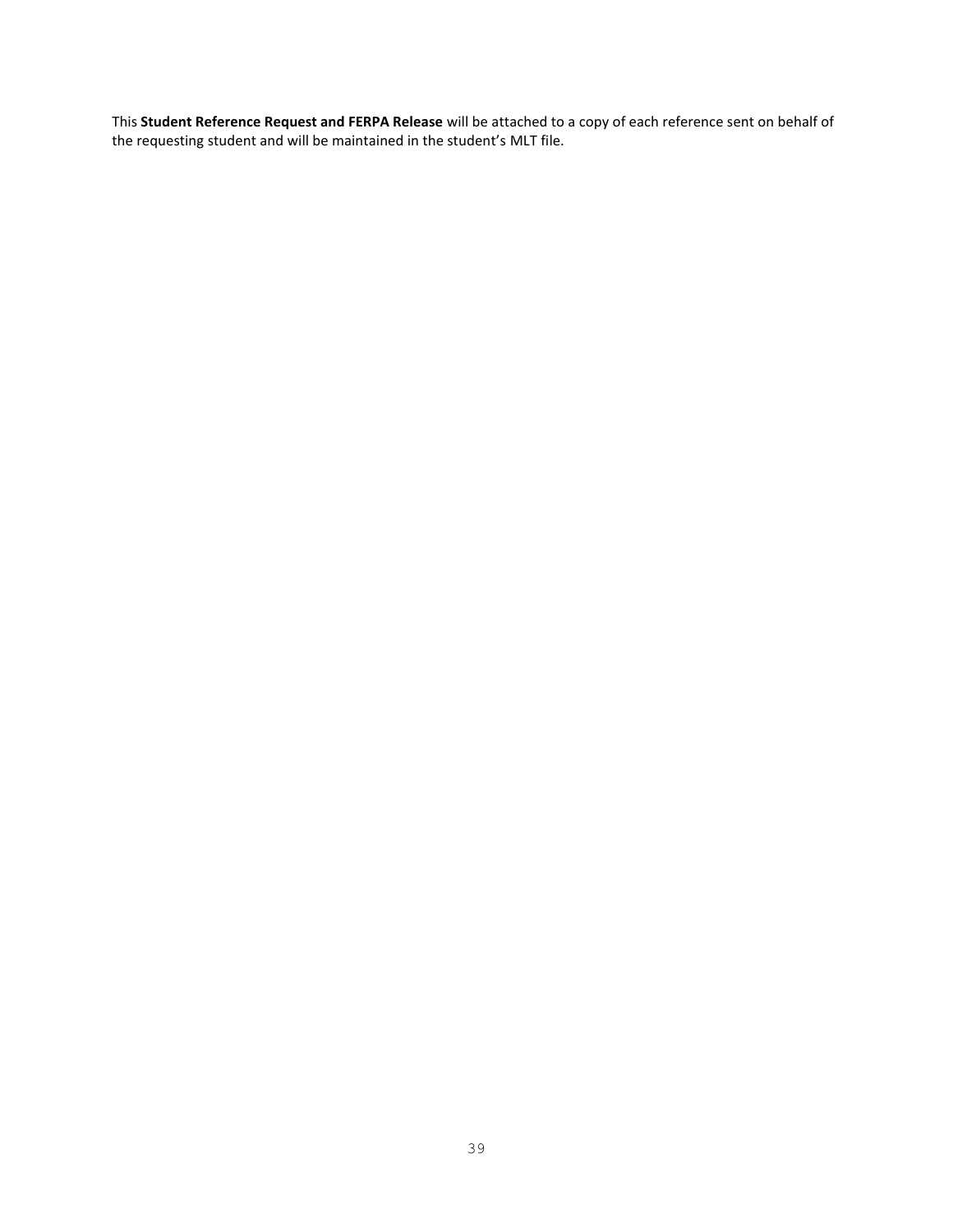This **Student Reference Request and FERPA Release** will be attached to a copy of each reference sent on behalf of the requesting student and will be maintained in the student's MLT file.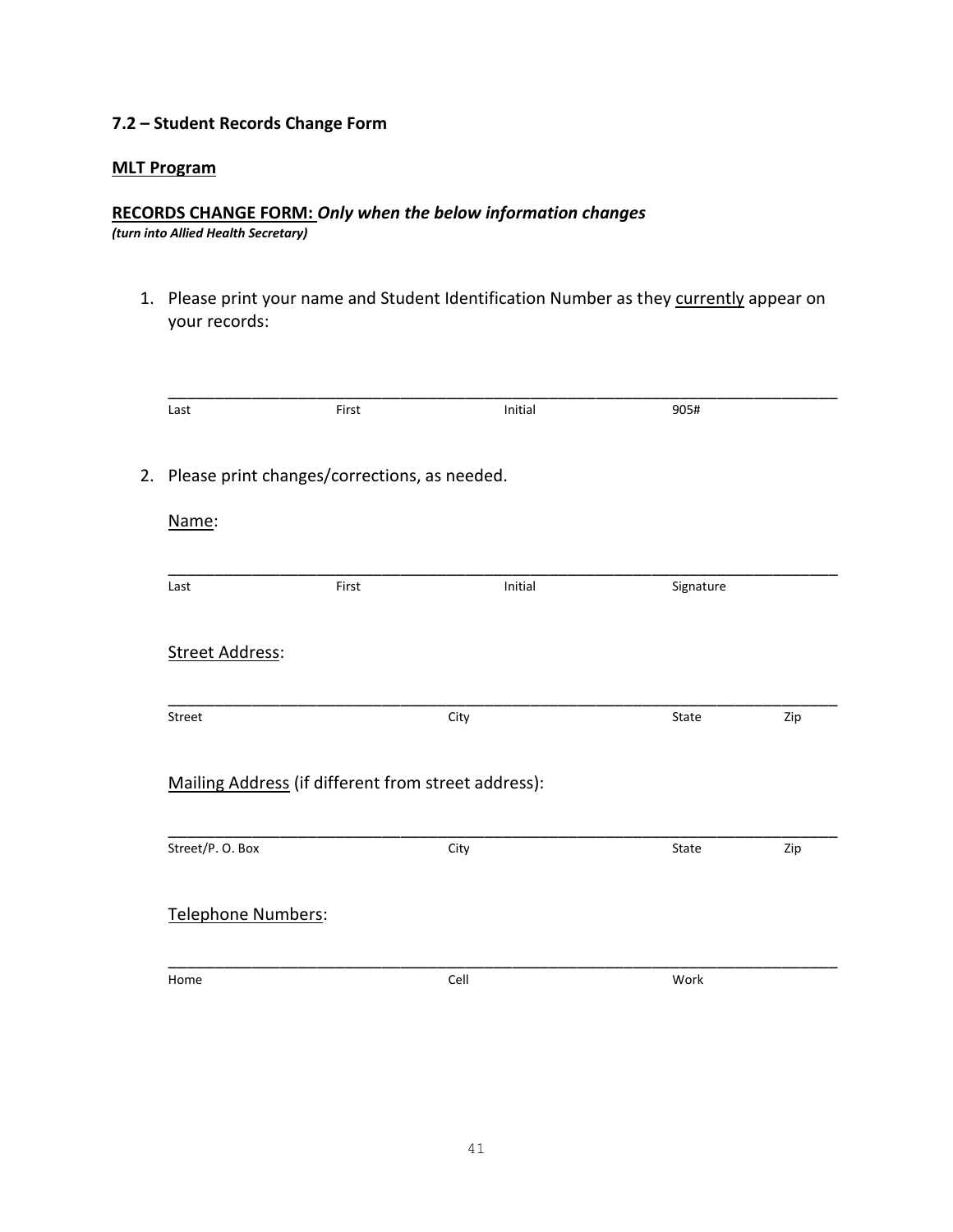### 7.2 – Student Records Change Form

**MLT Program**

**RECORDS CHANGE FORM:** ***Only when the below information changes***
***(turn into Allied Health Secretary)***

1. Please print your name and Student Identification Number as they currently appear on your records:

   ______________________________________________________________________________
   Last First Initial 905#

2. Please print changes/corrections, as needed.

   Name:

   ______________________________________________________________________________
   Last First Initial Signature

   Street Address:

   ______________________________________________________________________________
   Street City State Zip

   Mailing Address (if different from street address):

   ______________________________________________________________________________
   Street/P. O. Box City State Zip

   Telephone Numbers:

   ______________________________________________________________________________
   Home Cell Work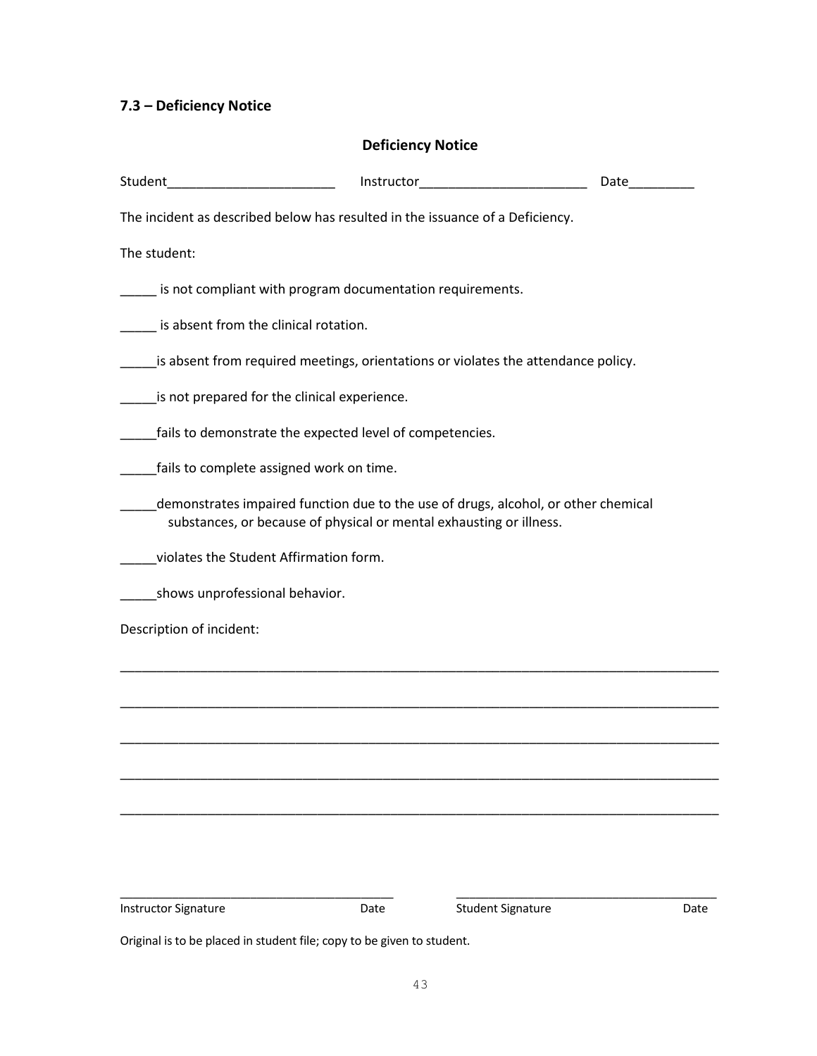### 7.3 – Deficiency Notice

**Deficiency Notice**

Student_______________________ Instructor_______________________ Date_________

The incident as described below has resulted in the issuance of a Deficiency.

The student:

_____ is not compliant with program documentation requirements.

_____ is absent from the clinical rotation.

_____is absent from required meetings, orientations or violates the attendance policy.

_____is not prepared for the clinical experience.

_____fails to demonstrate the expected level of competencies.

_____fails to complete assigned work on time.

_____demonstrates impaired function due to the use of drugs, alcohol, or other chemical substances, or because of physical or mental exhausting or illness.

_____violates the Student Affirmation form.

_____shows unprofessional behavior.

Description of incident:

____________________________________________________________________________________

____________________________________________________________________________________

____________________________________________________________________________________

____________________________________________________________________________________

____________________________________________________________________________________

__________________________________________ __________________________________________

Instructor Signature Date Student Signature Date

Original is to be placed in student file; copy to be given to student.